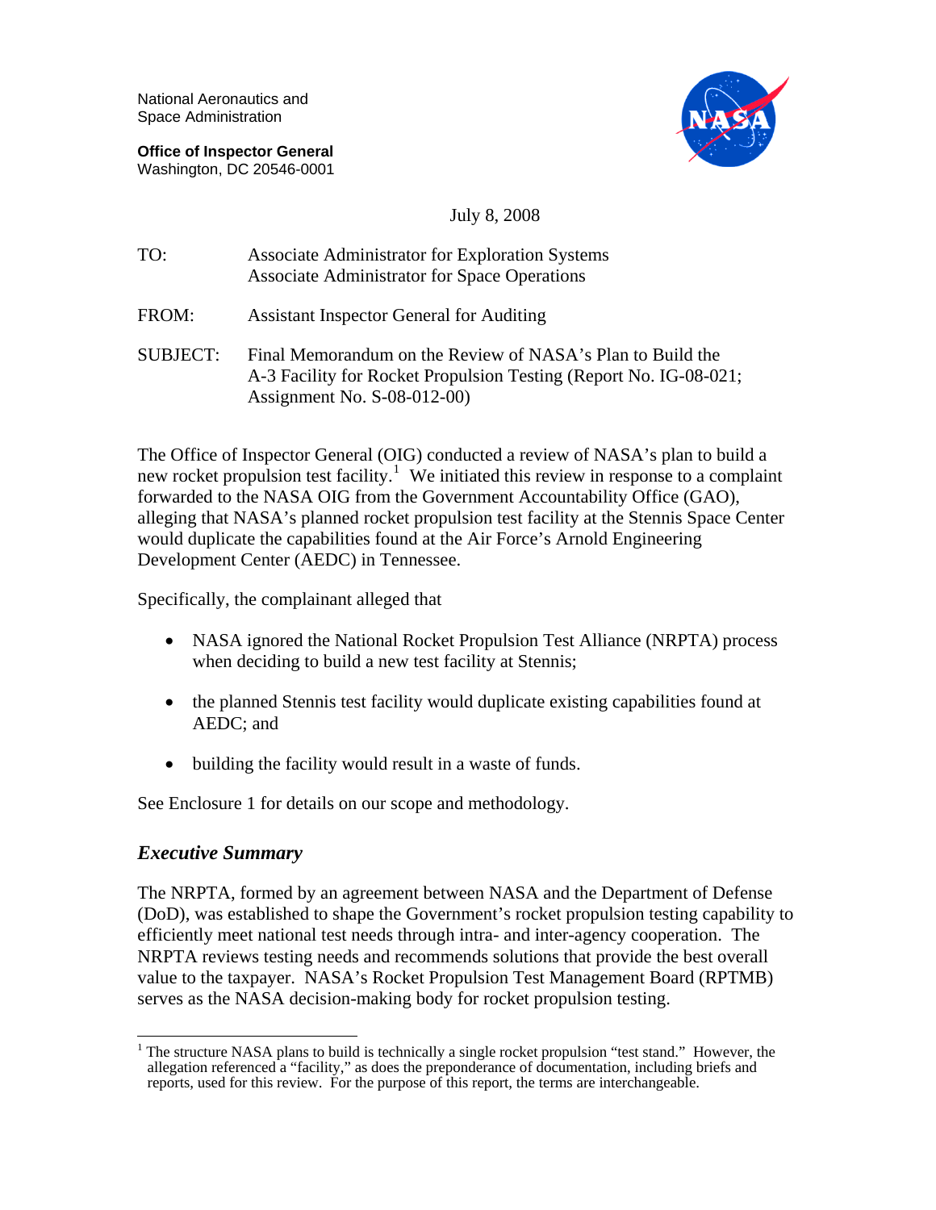National Aeronautics and
Space Administration

**Office of Inspector General**
Washington, DC 20546-0001

July 8, 2008

TO: Associate Administrator for Exploration Systems
Associate Administrator for Space Operations

FROM: Assistant Inspector General for Auditing

SUBJECT: Final Memorandum on the Review of NASA's Plan to Build the A-3 Facility for Rocket Propulsion Testing (Report No. IG-08-021; Assignment No. S-08-012-00)

The Office of Inspector General (OIG) conducted a review of NASA's plan to build a new rocket propulsion test facility.[1] We initiated this review in response to a complaint forwarded to the NASA OIG from the Government Accountability Office (GAO), alleging that NASA's planned rocket propulsion test facility at the Stennis Space Center would duplicate the capabilities found at the Air Force's Arnold Engineering Development Center (AEDC) in Tennessee.

Specifically, the complainant alleged that

- NASA ignored the National Rocket Propulsion Test Alliance (NRPTA) process when deciding to build a new test facility at Stennis;
- the planned Stennis test facility would duplicate existing capabilities found at AEDC; and
- building the facility would result in a waste of funds.

See Enclosure 1 for details on our scope and methodology.

## *Executive Summary*

The NRPTA, formed by an agreement between NASA and the Department of Defense (DoD), was established to shape the Government's rocket propulsion testing capability to efficiently meet national test needs through intra- and inter-agency cooperation. The NRPTA reviews testing needs and recommends solutions that provide the best overall value to the taxpayer. NASA's Rocket Propulsion Test Management Board (RPTMB) serves as the NASA decision-making body for rocket propulsion testing.

---

[1] The structure NASA plans to build is technically a single rocket propulsion "test stand." However, the allegation referenced a "facility," as does the preponderance of documentation, including briefs and reports, used for this review. For the purpose of this report, the terms are interchangeable.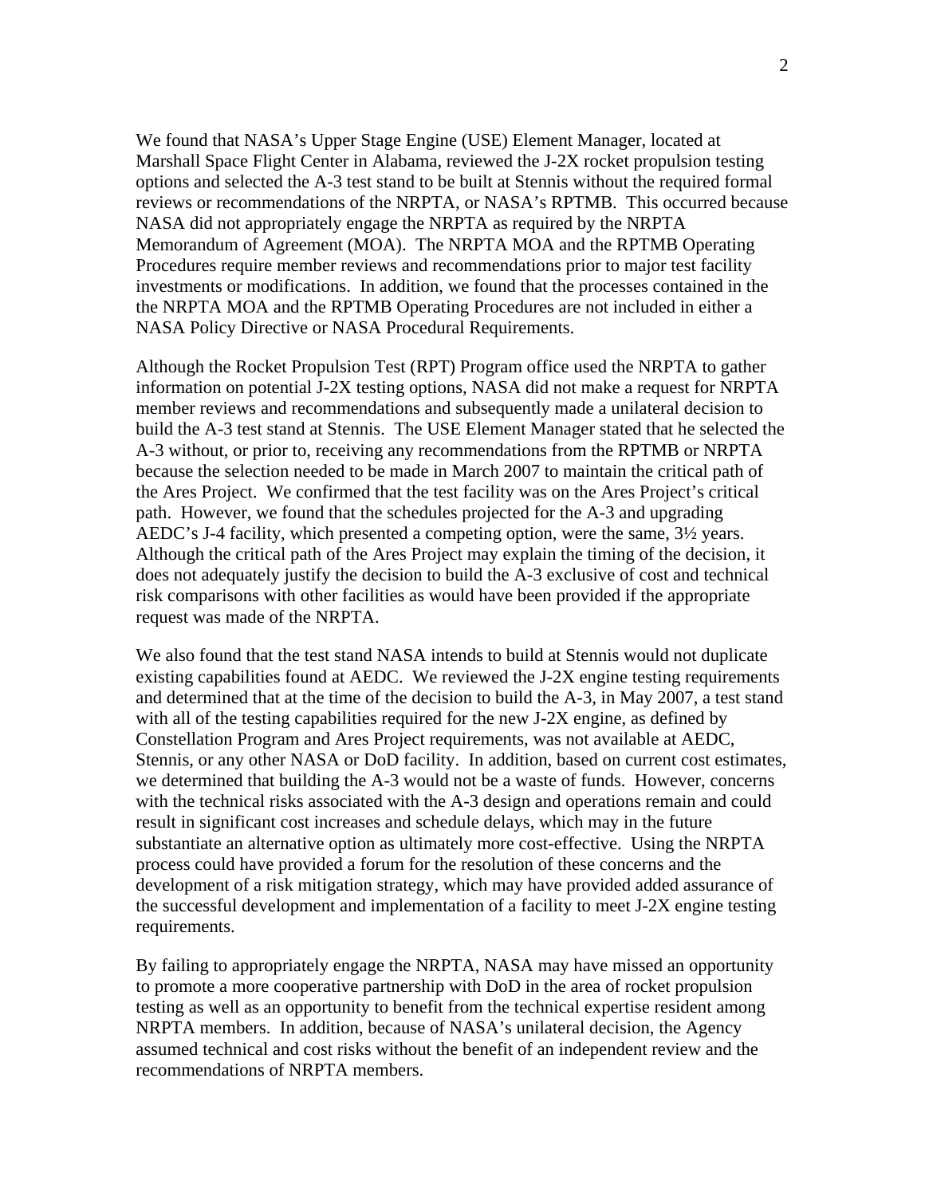We found that NASA's Upper Stage Engine (USE) Element Manager, located at Marshall Space Flight Center in Alabama, reviewed the J-2X rocket propulsion testing options and selected the A-3 test stand to be built at Stennis without the required formal reviews or recommendations of the NRPTA, or NASA's RPTMB. This occurred because NASA did not appropriately engage the NRPTA as required by the NRPTA Memorandum of Agreement (MOA). The NRPTA MOA and the RPTMB Operating Procedures require member reviews and recommendations prior to major test facility investments or modifications. In addition, we found that the processes contained in the the NRPTA MOA and the RPTMB Operating Procedures are not included in either a NASA Policy Directive or NASA Procedural Requirements.

Although the Rocket Propulsion Test (RPT) Program office used the NRPTA to gather information on potential J-2X testing options, NASA did not make a request for NRPTA member reviews and recommendations and subsequently made a unilateral decision to build the A-3 test stand at Stennis. The USE Element Manager stated that he selected the A-3 without, or prior to, receiving any recommendations from the RPTMB or NRPTA because the selection needed to be made in March 2007 to maintain the critical path of the Ares Project. We confirmed that the test facility was on the Ares Project's critical path. However, we found that the schedules projected for the A-3 and upgrading AEDC's J-4 facility, which presented a competing option, were the same, 3½ years. Although the critical path of the Ares Project may explain the timing of the decision, it does not adequately justify the decision to build the A-3 exclusive of cost and technical risk comparisons with other facilities as would have been provided if the appropriate request was made of the NRPTA.

We also found that the test stand NASA intends to build at Stennis would not duplicate existing capabilities found at AEDC. We reviewed the J-2X engine testing requirements and determined that at the time of the decision to build the A-3, in May 2007, a test stand with all of the testing capabilities required for the new J-2X engine, as defined by Constellation Program and Ares Project requirements, was not available at AEDC, Stennis, or any other NASA or DoD facility. In addition, based on current cost estimates, we determined that building the A-3 would not be a waste of funds. However, concerns with the technical risks associated with the A-3 design and operations remain and could result in significant cost increases and schedule delays, which may in the future substantiate an alternative option as ultimately more cost-effective. Using the NRPTA process could have provided a forum for the resolution of these concerns and the development of a risk mitigation strategy, which may have provided added assurance of the successful development and implementation of a facility to meet J-2X engine testing requirements.

By failing to appropriately engage the NRPTA, NASA may have missed an opportunity to promote a more cooperative partnership with DoD in the area of rocket propulsion testing as well as an opportunity to benefit from the technical expertise resident among NRPTA members. In addition, because of NASA's unilateral decision, the Agency assumed technical and cost risks without the benefit of an independent review and the recommendations of NRPTA members.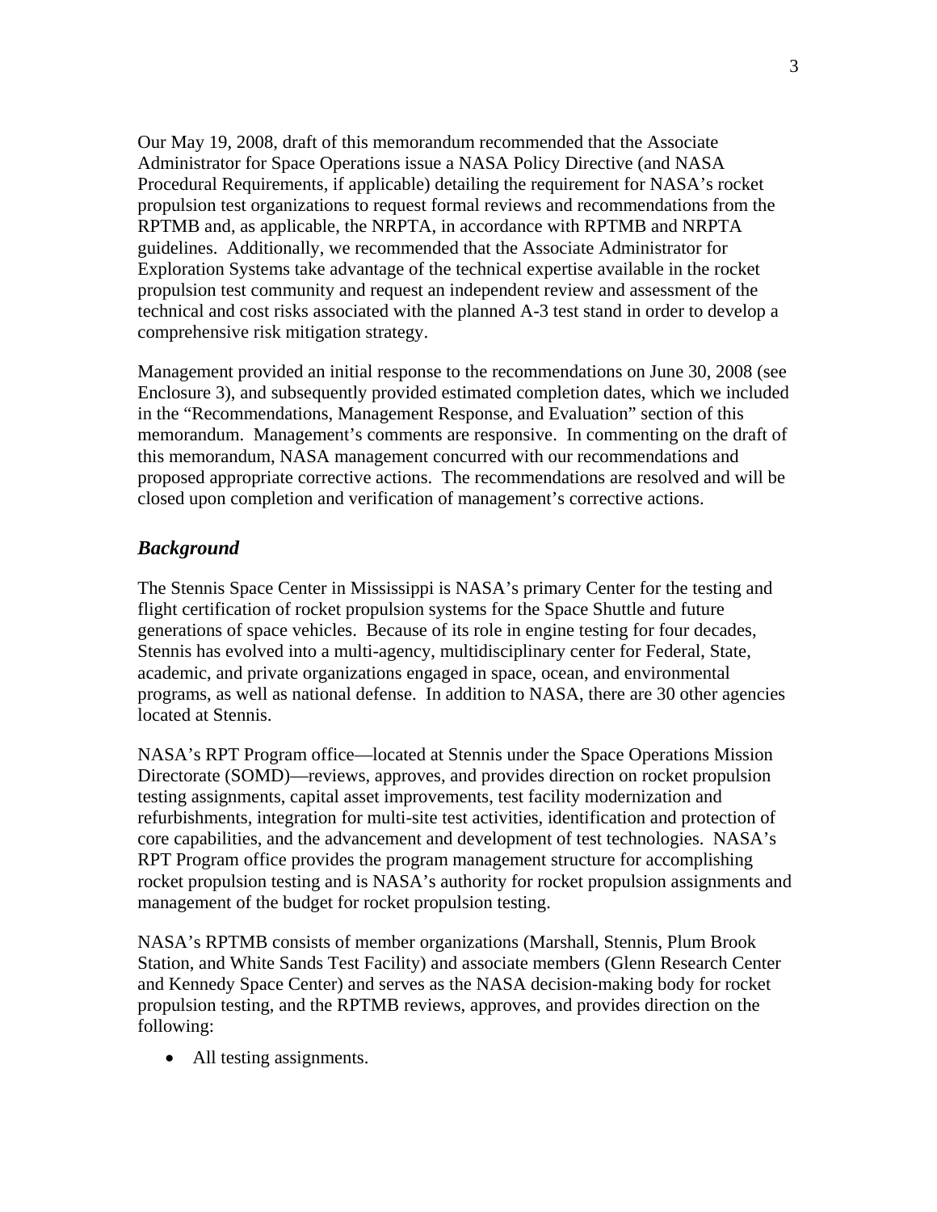Our May 19, 2008, draft of this memorandum recommended that the Associate Administrator for Space Operations issue a NASA Policy Directive (and NASA Procedural Requirements, if applicable) detailing the requirement for NASA's rocket propulsion test organizations to request formal reviews and recommendations from the RPTMB and, as applicable, the NRPTA, in accordance with RPTMB and NRPTA guidelines. Additionally, we recommended that the Associate Administrator for Exploration Systems take advantage of the technical expertise available in the rocket propulsion test community and request an independent review and assessment of the technical and cost risks associated with the planned A-3 test stand in order to develop a comprehensive risk mitigation strategy.

Management provided an initial response to the recommendations on June 30, 2008 (see Enclosure 3), and subsequently provided estimated completion dates, which we included in the "Recommendations, Management Response, and Evaluation" section of this memorandum. Management's comments are responsive. In commenting on the draft of this memorandum, NASA management concurred with our recommendations and proposed appropriate corrective actions. The recommendations are resolved and will be closed upon completion and verification of management's corrective actions.

## *Background*

The Stennis Space Center in Mississippi is NASA's primary Center for the testing and flight certification of rocket propulsion systems for the Space Shuttle and future generations of space vehicles. Because of its role in engine testing for four decades, Stennis has evolved into a multi-agency, multidisciplinary center for Federal, State, academic, and private organizations engaged in space, ocean, and environmental programs, as well as national defense. In addition to NASA, there are 30 other agencies located at Stennis.

NASA's RPT Program office—located at Stennis under the Space Operations Mission Directorate (SOMD)—reviews, approves, and provides direction on rocket propulsion testing assignments, capital asset improvements, test facility modernization and refurbishments, integration for multi-site test activities, identification and protection of core capabilities, and the advancement and development of test technologies. NASA's RPT Program office provides the program management structure for accomplishing rocket propulsion testing and is NASA's authority for rocket propulsion assignments and management of the budget for rocket propulsion testing.

NASA's RPTMB consists of member organizations (Marshall, Stennis, Plum Brook Station, and White Sands Test Facility) and associate members (Glenn Research Center and Kennedy Space Center) and serves as the NASA decision-making body for rocket propulsion testing, and the RPTMB reviews, approves, and provides direction on the following:

- All testing assignments.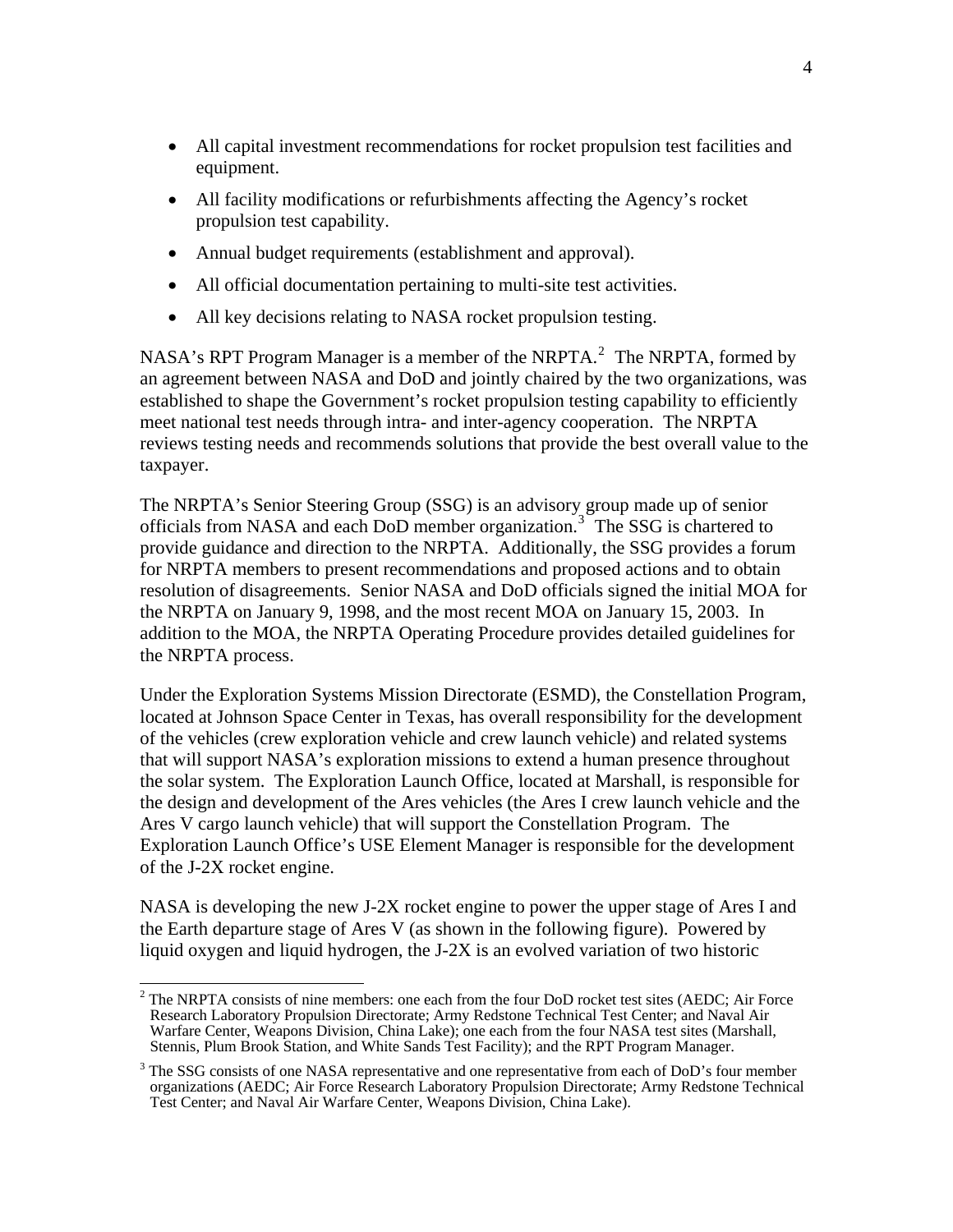- All capital investment recommendations for rocket propulsion test facilities and equipment.
- All facility modifications or refurbishments affecting the Agency's rocket propulsion test capability.
- Annual budget requirements (establishment and approval).
- All official documentation pertaining to multi-site test activities.
- All key decisions relating to NASA rocket propulsion testing.

NASA's RPT Program Manager is a member of the NRPTA.[2] The NRPTA, formed by an agreement between NASA and DoD and jointly chaired by the two organizations, was established to shape the Government's rocket propulsion testing capability to efficiently meet national test needs through intra- and inter-agency cooperation. The NRPTA reviews testing needs and recommends solutions that provide the best overall value to the taxpayer.

The NRPTA's Senior Steering Group (SSG) is an advisory group made up of senior officials from NASA and each DoD member organization.[3] The SSG is chartered to provide guidance and direction to the NRPTA. Additionally, the SSG provides a forum for NRPTA members to present recommendations and proposed actions and to obtain resolution of disagreements. Senior NASA and DoD officials signed the initial MOA for the NRPTA on January 9, 1998, and the most recent MOA on January 15, 2003. In addition to the MOA, the NRPTA Operating Procedure provides detailed guidelines for the NRPTA process.

Under the Exploration Systems Mission Directorate (ESMD), the Constellation Program, located at Johnson Space Center in Texas, has overall responsibility for the development of the vehicles (crew exploration vehicle and crew launch vehicle) and related systems that will support NASA's exploration missions to extend a human presence throughout the solar system. The Exploration Launch Office, located at Marshall, is responsible for the design and development of the Ares vehicles (the Ares I crew launch vehicle and the Ares V cargo launch vehicle) that will support the Constellation Program. The Exploration Launch Office's USE Element Manager is responsible for the development of the J-2X rocket engine.

NASA is developing the new J-2X rocket engine to power the upper stage of Ares I and the Earth departure stage of Ares V (as shown in the following figure). Powered by liquid oxygen and liquid hydrogen, the J-2X is an evolved variation of two historic

---

[2] The NRPTA consists of nine members: one each from the four DoD rocket test sites (AEDC; Air Force Research Laboratory Propulsion Directorate; Army Redstone Technical Test Center; and Naval Air Warfare Center, Weapons Division, China Lake); one each from the four NASA test sites (Marshall, Stennis, Plum Brook Station, and White Sands Test Facility); and the RPT Program Manager.

[3] The SSG consists of one NASA representative and one representative from each of DoD's four member organizations (AEDC; Air Force Research Laboratory Propulsion Directorate; Army Redstone Technical Test Center; and Naval Air Warfare Center, Weapons Division, China Lake).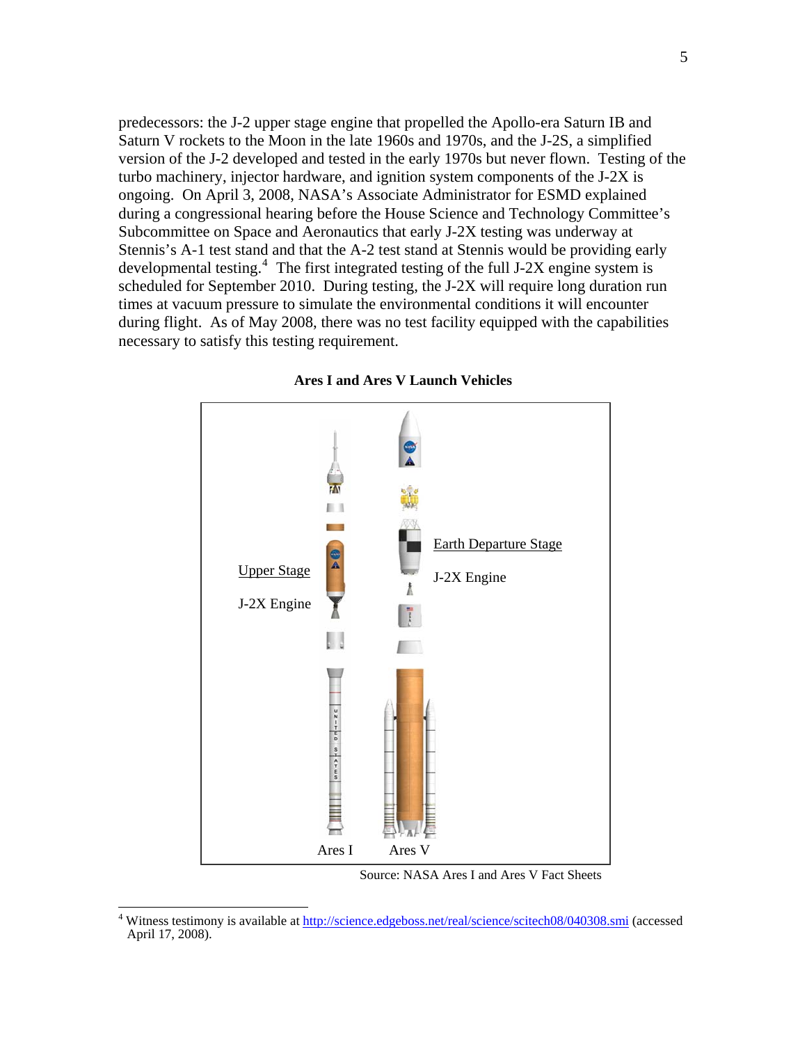predecessors: the J-2 upper stage engine that propelled the Apollo-era Saturn IB and Saturn V rockets to the Moon in the late 1960s and 1970s, and the J-2S, a simplified version of the J-2 developed and tested in the early 1970s but never flown. Testing of the turbo machinery, injector hardware, and ignition system components of the J-2X is ongoing. On April 3, 2008, NASA's Associate Administrator for ESMD explained during a congressional hearing before the House Science and Technology Committee's Subcommittee on Space and Aeronautics that early J-2X testing was underway at Stennis's A-1 test stand and that the A-2 test stand at Stennis would be providing early developmental testing.[4] The first integrated testing of the full J-2X engine system is scheduled for September 2010. During testing, the J-2X will require long duration run times at vacuum pressure to simulate the environmental conditions it will encounter during flight. As of May 2008, there was no test facility equipped with the capabilities necessary to satisfy this testing requirement.

**Ares I and Ares V Launch Vehicles**

Upper Stage

J-2X Engine

Earth Departure Stage

J-2X Engine

Ares I Ares V

Source: NASA Ares I and Ares V Fact Sheets

---

[4] Witness testimony is available at http://science.edgeboss.net/real/science/scitech08/040308.smi (accessed April 17, 2008).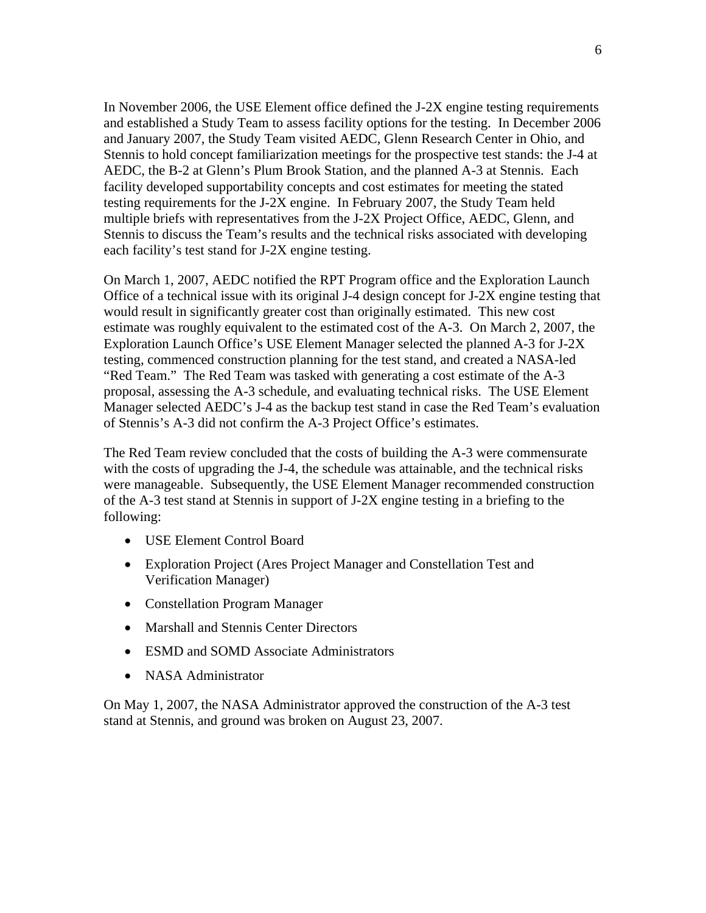In November 2006, the USE Element office defined the J-2X engine testing requirements and established a Study Team to assess facility options for the testing. In December 2006 and January 2007, the Study Team visited AEDC, Glenn Research Center in Ohio, and Stennis to hold concept familiarization meetings for the prospective test stands: the J-4 at AEDC, the B-2 at Glenn's Plum Brook Station, and the planned A-3 at Stennis. Each facility developed supportability concepts and cost estimates for meeting the stated testing requirements for the J-2X engine. In February 2007, the Study Team held multiple briefs with representatives from the J-2X Project Office, AEDC, Glenn, and Stennis to discuss the Team's results and the technical risks associated with developing each facility's test stand for J-2X engine testing.

On March 1, 2007, AEDC notified the RPT Program office and the Exploration Launch Office of a technical issue with its original J-4 design concept for J-2X engine testing that would result in significantly greater cost than originally estimated. This new cost estimate was roughly equivalent to the estimated cost of the A-3. On March 2, 2007, the Exploration Launch Office's USE Element Manager selected the planned A-3 for J-2X testing, commenced construction planning for the test stand, and created a NASA-led "Red Team." The Red Team was tasked with generating a cost estimate of the A-3 proposal, assessing the A-3 schedule, and evaluating technical risks. The USE Element Manager selected AEDC's J-4 as the backup test stand in case the Red Team's evaluation of Stennis's A-3 did not confirm the A-3 Project Office's estimates.

The Red Team review concluded that the costs of building the A-3 were commensurate with the costs of upgrading the J-4, the schedule was attainable, and the technical risks were manageable. Subsequently, the USE Element Manager recommended construction of the A-3 test stand at Stennis in support of J-2X engine testing in a briefing to the following:

- USE Element Control Board
- Exploration Project (Ares Project Manager and Constellation Test and Verification Manager)
- Constellation Program Manager
- Marshall and Stennis Center Directors
- ESMD and SOMD Associate Administrators
- NASA Administrator

On May 1, 2007, the NASA Administrator approved the construction of the A-3 test stand at Stennis, and ground was broken on August 23, 2007.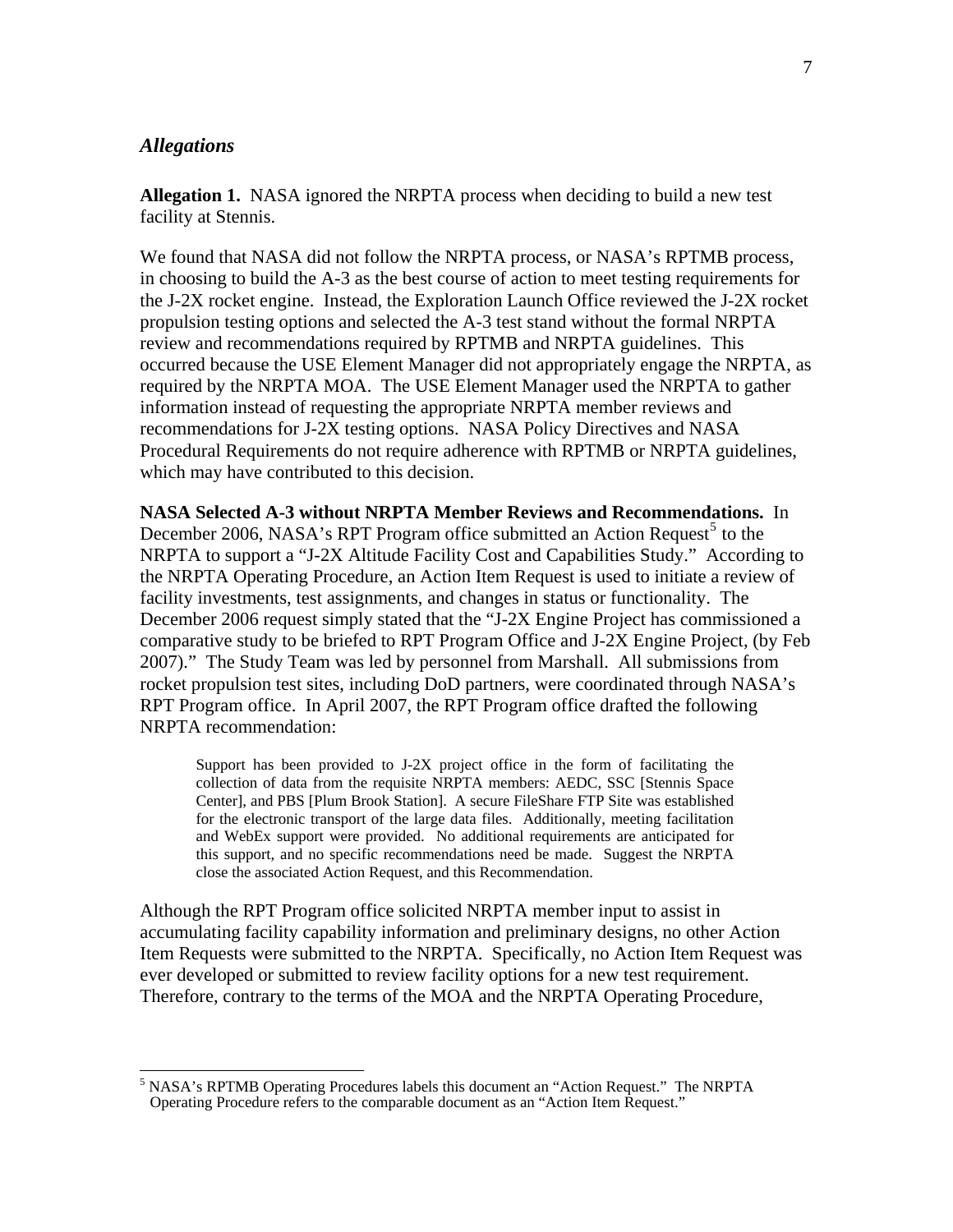### *Allegations*

**Allegation 1.** NASA ignored the NRPTA process when deciding to build a new test facility at Stennis.

We found that NASA did not follow the NRPTA process, or NASA's RPTMB process, in choosing to build the A-3 as the best course of action to meet testing requirements for the J-2X rocket engine. Instead, the Exploration Launch Office reviewed the J-2X rocket propulsion testing options and selected the A-3 test stand without the formal NRPTA review and recommendations required by RPTMB and NRPTA guidelines. This occurred because the USE Element Manager did not appropriately engage the NRPTA, as required by the NRPTA MOA. The USE Element Manager used the NRPTA to gather information instead of requesting the appropriate NRPTA member reviews and recommendations for J-2X testing options. NASA Policy Directives and NASA Procedural Requirements do not require adherence with RPTMB or NRPTA guidelines, which may have contributed to this decision.

**NASA Selected A-3 without NRPTA Member Reviews and Recommendations.** In December 2006, NASA's RPT Program office submitted an Action Request[5] to the NRPTA to support a "J-2X Altitude Facility Cost and Capabilities Study." According to the NRPTA Operating Procedure, an Action Item Request is used to initiate a review of facility investments, test assignments, and changes in status or functionality. The December 2006 request simply stated that the "J-2X Engine Project has commissioned a comparative study to be briefed to RPT Program Office and J-2X Engine Project, (by Feb 2007)." The Study Team was led by personnel from Marshall. All submissions from rocket propulsion test sites, including DoD partners, were coordinated through NASA's RPT Program office. In April 2007, the RPT Program office drafted the following NRPTA recommendation:

> Support has been provided to J-2X project office in the form of facilitating the collection of data from the requisite NRPTA members: AEDC, SSC [Stennis Space Center], and PBS [Plum Brook Station]. A secure FileShare FTP Site was established for the electronic transport of the large data files. Additionally, meeting facilitation and WebEx support were provided. No additional requirements are anticipated for this support, and no specific recommendations need be made. Suggest the NRPTA close the associated Action Request, and this Recommendation.

Although the RPT Program office solicited NRPTA member input to assist in accumulating facility capability information and preliminary designs, no other Action Item Requests were submitted to the NRPTA. Specifically, no Action Item Request was ever developed or submitted to review facility options for a new test requirement. Therefore, contrary to the terms of the MOA and the NRPTA Operating Procedure,

---

[5] NASA's RPTMB Operating Procedures labels this document an "Action Request." The NRPTA Operating Procedure refers to the comparable document as an "Action Item Request."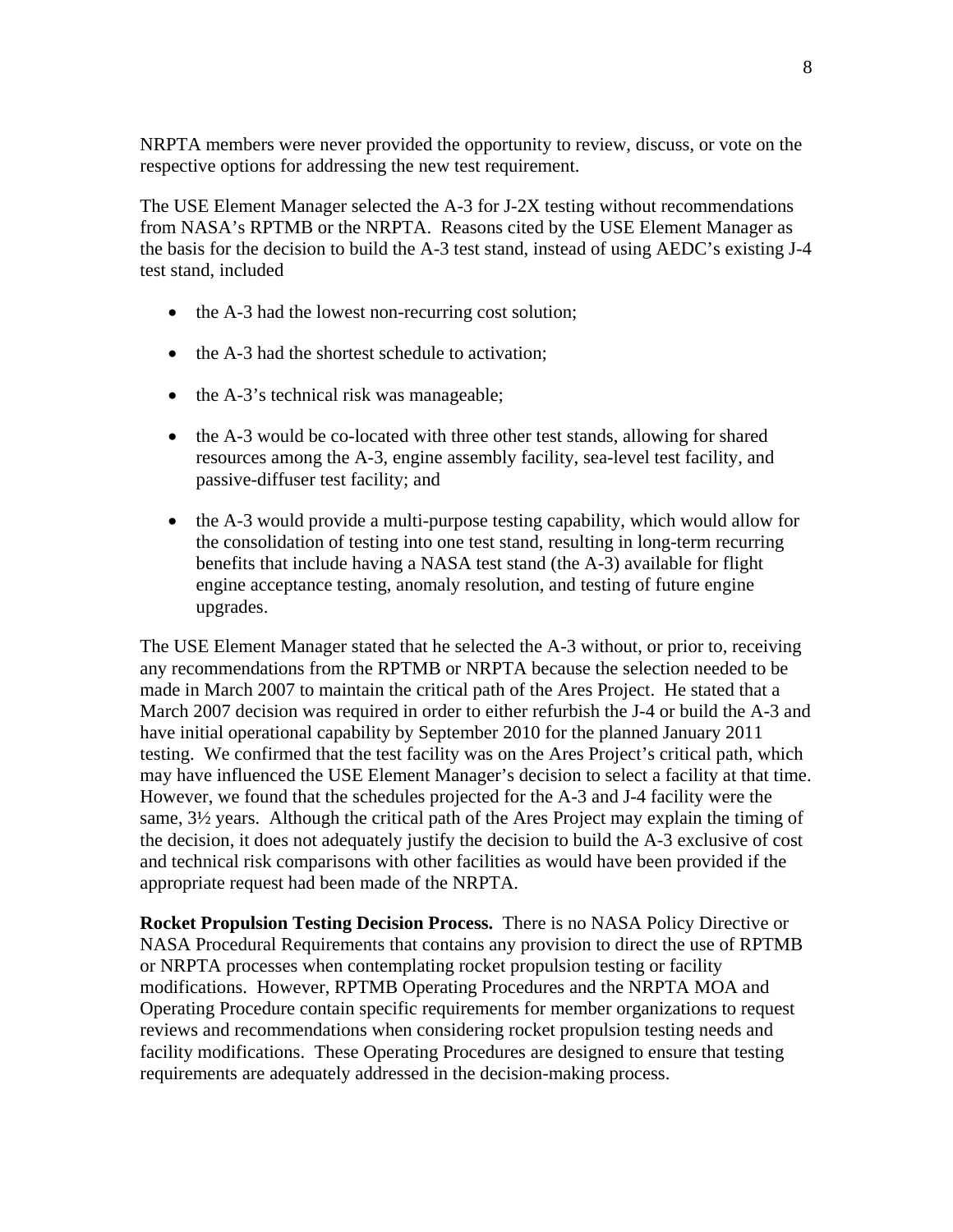NRPTA members were never provided the opportunity to review, discuss, or vote on the respective options for addressing the new test requirement.

The USE Element Manager selected the A-3 for J-2X testing without recommendations from NASA's RPTMB or the NRPTA. Reasons cited by the USE Element Manager as the basis for the decision to build the A-3 test stand, instead of using AEDC's existing J-4 test stand, included

- the A-3 had the lowest non-recurring cost solution;
- the A-3 had the shortest schedule to activation;
- the A-3's technical risk was manageable;
- the A-3 would be co-located with three other test stands, allowing for shared resources among the A-3, engine assembly facility, sea-level test facility, and passive-diffuser test facility; and
- the A-3 would provide a multi-purpose testing capability, which would allow for the consolidation of testing into one test stand, resulting in long-term recurring benefits that include having a NASA test stand (the A-3) available for flight engine acceptance testing, anomaly resolution, and testing of future engine upgrades.

The USE Element Manager stated that he selected the A-3 without, or prior to, receiving any recommendations from the RPTMB or NRPTA because the selection needed to be made in March 2007 to maintain the critical path of the Ares Project. He stated that a March 2007 decision was required in order to either refurbish the J-4 or build the A-3 and have initial operational capability by September 2010 for the planned January 2011 testing. We confirmed that the test facility was on the Ares Project's critical path, which may have influenced the USE Element Manager's decision to select a facility at that time. However, we found that the schedules projected for the A-3 and J-4 facility were the same, 3½ years. Although the critical path of the Ares Project may explain the timing of the decision, it does not adequately justify the decision to build the A-3 exclusive of cost and technical risk comparisons with other facilities as would have been provided if the appropriate request had been made of the NRPTA.

**Rocket Propulsion Testing Decision Process.** There is no NASA Policy Directive or NASA Procedural Requirements that contains any provision to direct the use of RPTMB or NRPTA processes when contemplating rocket propulsion testing or facility modifications. However, RPTMB Operating Procedures and the NRPTA MOA and Operating Procedure contain specific requirements for member organizations to request reviews and recommendations when considering rocket propulsion testing needs and facility modifications. These Operating Procedures are designed to ensure that testing requirements are adequately addressed in the decision-making process.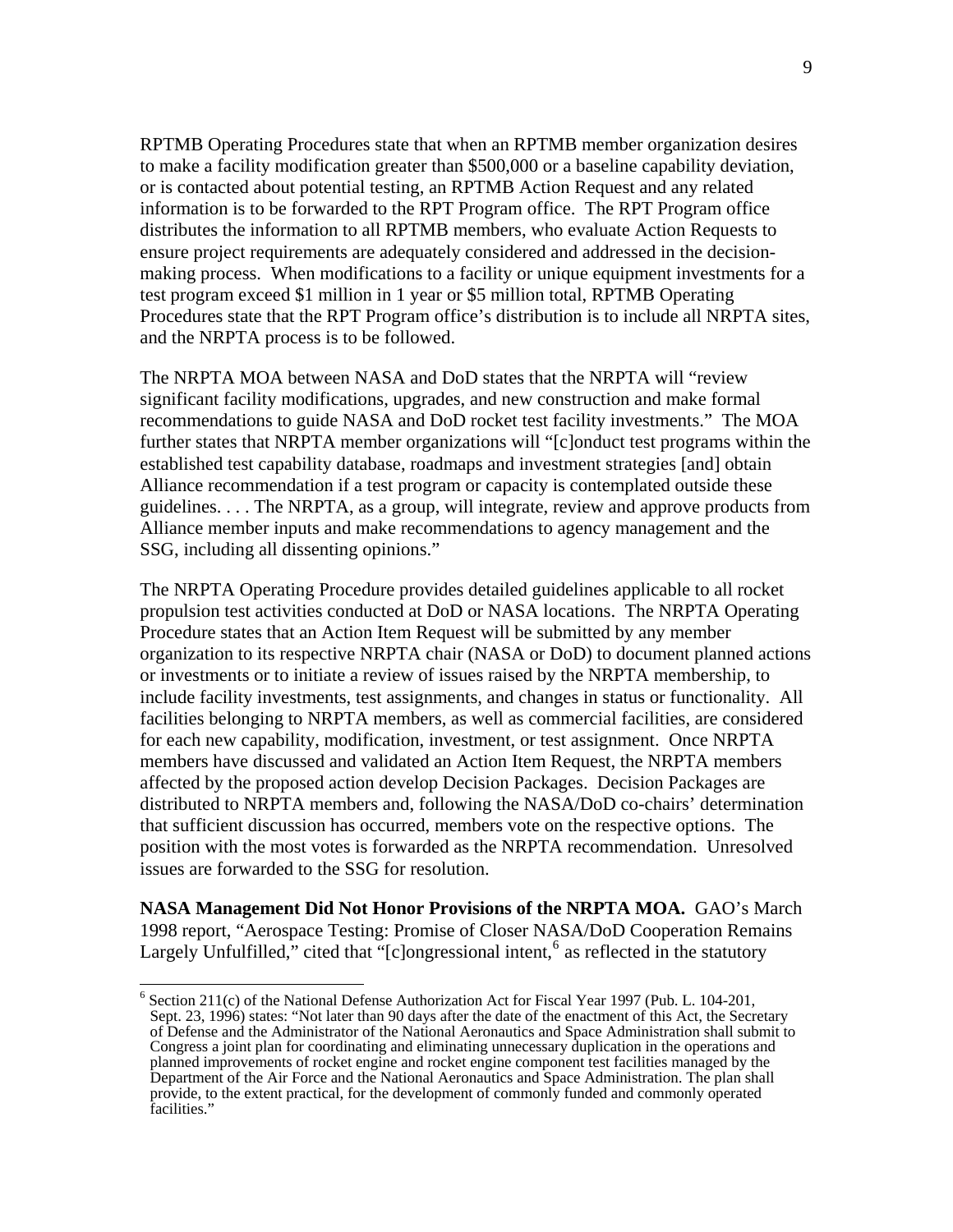RPTMB Operating Procedures state that when an RPTMB member organization desires to make a facility modification greater than $500,000 or a baseline capability deviation, or is contacted about potential testing, an RPTMB Action Request and any related information is to be forwarded to the RPT Program office. The RPT Program office distributes the information to all RPTMB members, who evaluate Action Requests to ensure project requirements are adequately considered and addressed in the decision-making process. When modifications to a facility or unique equipment investments for a test program exceed $1 million in 1 year or $5 million total, RPTMB Operating Procedures state that the RPT Program office's distribution is to include all NRPTA sites, and the NRPTA process is to be followed.

The NRPTA MOA between NASA and DoD states that the NRPTA will "review significant facility modifications, upgrades, and new construction and make formal recommendations to guide NASA and DoD rocket test facility investments." The MOA further states that NRPTA member organizations will "[c]onduct test programs within the established test capability database, roadmaps and investment strategies [and] obtain Alliance recommendation if a test program or capacity is contemplated outside these guidelines. . . . The NRPTA, as a group, will integrate, review and approve products from Alliance member inputs and make recommendations to agency management and the SSG, including all dissenting opinions."

The NRPTA Operating Procedure provides detailed guidelines applicable to all rocket propulsion test activities conducted at DoD or NASA locations. The NRPTA Operating Procedure states that an Action Item Request will be submitted by any member organization to its respective NRPTA chair (NASA or DoD) to document planned actions or investments or to initiate a review of issues raised by the NRPTA membership, to include facility investments, test assignments, and changes in status or functionality. All facilities belonging to NRPTA members, as well as commercial facilities, are considered for each new capability, modification, investment, or test assignment. Once NRPTA members have discussed and validated an Action Item Request, the NRPTA members affected by the proposed action develop Decision Packages. Decision Packages are distributed to NRPTA members and, following the NASA/DoD co-chairs' determination that sufficient discussion has occurred, members vote on the respective options. The position with the most votes is forwarded as the NRPTA recommendation. Unresolved issues are forwarded to the SSG for resolution.

**NASA Management Did Not Honor Provisions of the NRPTA MOA.** GAO's March 1998 report, "Aerospace Testing: Promise of Closer NASA/DoD Cooperation Remains Largely Unfulfilled," cited that "[c]ongressional intent,[6] as reflected in the statutory

[6] Section 211(c) of the National Defense Authorization Act for Fiscal Year 1997 (Pub. L. 104-201, Sept. 23, 1996) states: "Not later than 90 days after the date of the enactment of this Act, the Secretary of Defense and the Administrator of the National Aeronautics and Space Administration shall submit to Congress a joint plan for coordinating and eliminating unnecessary duplication in the operations and planned improvements of rocket engine and rocket engine component test facilities managed by the Department of the Air Force and the National Aeronautics and Space Administration. The plan shall provide, to the extent practical, for the development of commonly funded and commonly operated facilities."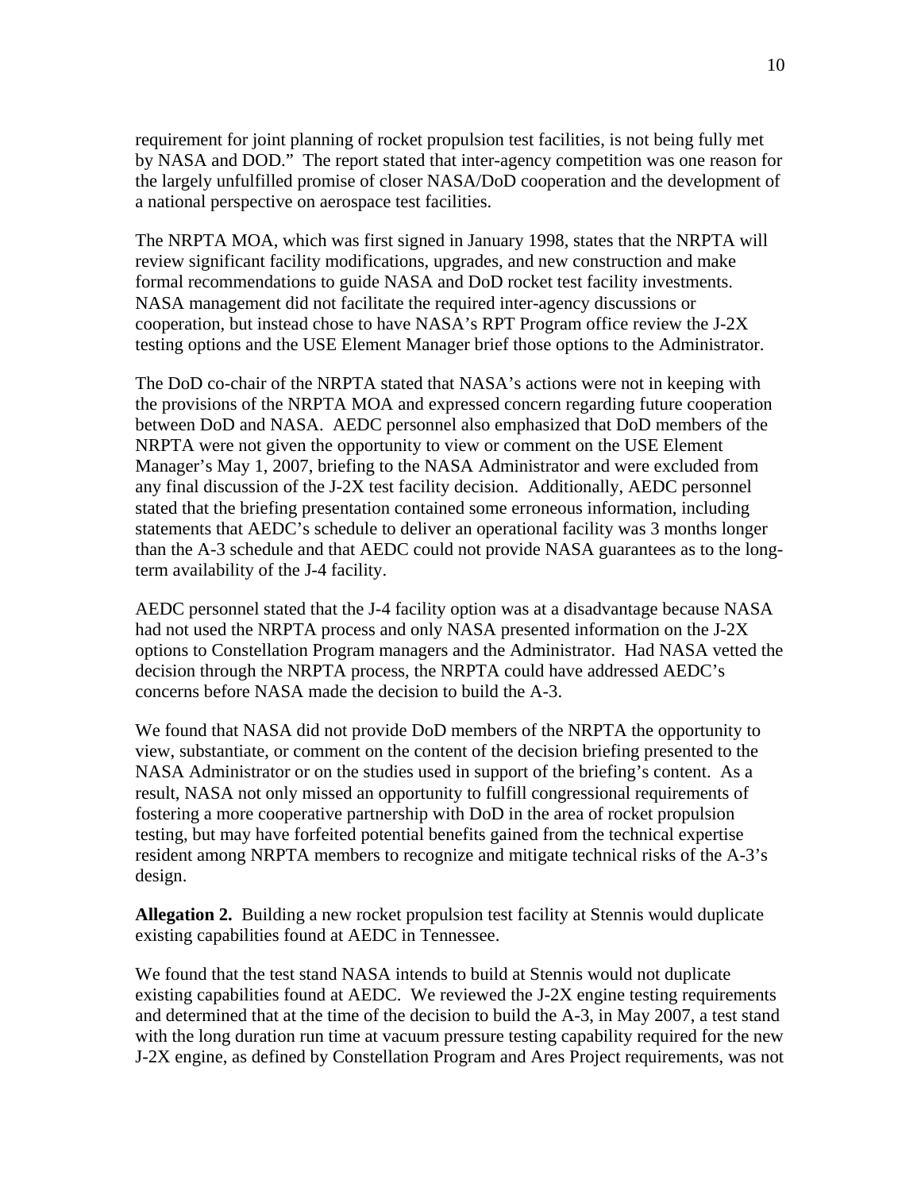requirement for joint planning of rocket propulsion test facilities, is not being fully met by NASA and DOD." The report stated that inter-agency competition was one reason for the largely unfulfilled promise of closer NASA/DoD cooperation and the development of a national perspective on aerospace test facilities.

The NRPTA MOA, which was first signed in January 1998, states that the NRPTA will review significant facility modifications, upgrades, and new construction and make formal recommendations to guide NASA and DoD rocket test facility investments. NASA management did not facilitate the required inter-agency discussions or cooperation, but instead chose to have NASA's RPT Program office review the J-2X testing options and the USE Element Manager brief those options to the Administrator.

The DoD co-chair of the NRPTA stated that NASA's actions were not in keeping with the provisions of the NRPTA MOA and expressed concern regarding future cooperation between DoD and NASA. AEDC personnel also emphasized that DoD members of the NRPTA were not given the opportunity to view or comment on the USE Element Manager's May 1, 2007, briefing to the NASA Administrator and were excluded from any final discussion of the J-2X test facility decision. Additionally, AEDC personnel stated that the briefing presentation contained some erroneous information, including statements that AEDC's schedule to deliver an operational facility was 3 months longer than the A-3 schedule and that AEDC could not provide NASA guarantees as to the long-term availability of the J-4 facility.

AEDC personnel stated that the J-4 facility option was at a disadvantage because NASA had not used the NRPTA process and only NASA presented information on the J-2X options to Constellation Program managers and the Administrator. Had NASA vetted the decision through the NRPTA process, the NRPTA could have addressed AEDC's concerns before NASA made the decision to build the A-3.

We found that NASA did not provide DoD members of the NRPTA the opportunity to view, substantiate, or comment on the content of the decision briefing presented to the NASA Administrator or on the studies used in support of the briefing's content. As a result, NASA not only missed an opportunity to fulfill congressional requirements of fostering a more cooperative partnership with DoD in the area of rocket propulsion testing, but may have forfeited potential benefits gained from the technical expertise resident among NRPTA members to recognize and mitigate technical risks of the A-3's design.

**Allegation 2.** Building a new rocket propulsion test facility at Stennis would duplicate existing capabilities found at AEDC in Tennessee.

We found that the test stand NASA intends to build at Stennis would not duplicate existing capabilities found at AEDC. We reviewed the J-2X engine testing requirements and determined that at the time of the decision to build the A-3, in May 2007, a test stand with the long duration run time at vacuum pressure testing capability required for the new J-2X engine, as defined by Constellation Program and Ares Project requirements, was not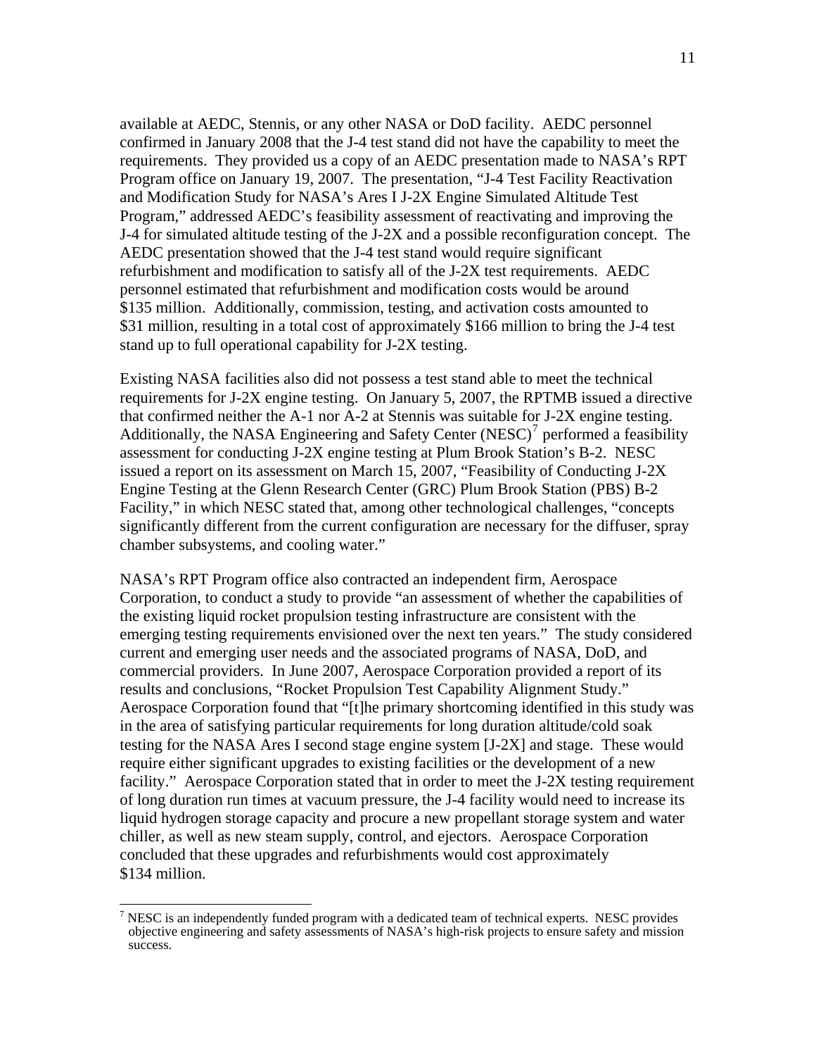available at AEDC, Stennis, or any other NASA or DoD facility. AEDC personnel confirmed in January 2008 that the J-4 test stand did not have the capability to meet the requirements. They provided us a copy of an AEDC presentation made to NASA's RPT Program office on January 19, 2007. The presentation, "J-4 Test Facility Reactivation and Modification Study for NASA's Ares I J-2X Engine Simulated Altitude Test Program," addressed AEDC's feasibility assessment of reactivating and improving the J-4 for simulated altitude testing of the J-2X and a possible reconfiguration concept. The AEDC presentation showed that the J-4 test stand would require significant refurbishment and modification to satisfy all of the J-2X test requirements. AEDC personnel estimated that refurbishment and modification costs would be around $135 million. Additionally, commission, testing, and activation costs amounted to $31 million, resulting in a total cost of approximately $166 million to bring the J-4 test stand up to full operational capability for J-2X testing.

Existing NASA facilities also did not possess a test stand able to meet the technical requirements for J-2X engine testing. On January 5, 2007, the RPTMB issued a directive that confirmed neither the A-1 nor A-2 at Stennis was suitable for J-2X engine testing. Additionally, the NASA Engineering and Safety Center (NESC)[7] performed a feasibility assessment for conducting J-2X engine testing at Plum Brook Station's B-2. NESC issued a report on its assessment on March 15, 2007, "Feasibility of Conducting J-2X Engine Testing at the Glenn Research Center (GRC) Plum Brook Station (PBS) B-2 Facility," in which NESC stated that, among other technological challenges, "concepts significantly different from the current configuration are necessary for the diffuser, spray chamber subsystems, and cooling water."

NASA's RPT Program office also contracted an independent firm, Aerospace Corporation, to conduct a study to provide "an assessment of whether the capabilities of the existing liquid rocket propulsion testing infrastructure are consistent with the emerging testing requirements envisioned over the next ten years." The study considered current and emerging user needs and the associated programs of NASA, DoD, and commercial providers. In June 2007, Aerospace Corporation provided a report of its results and conclusions, "Rocket Propulsion Test Capability Alignment Study." Aerospace Corporation found that "[t]he primary shortcoming identified in this study was in the area of satisfying particular requirements for long duration altitude/cold soak testing for the NASA Ares I second stage engine system [J-2X] and stage. These would require either significant upgrades to existing facilities or the development of a new facility." Aerospace Corporation stated that in order to meet the J-2X testing requirement of long duration run times at vacuum pressure, the J-4 facility would need to increase its liquid hydrogen storage capacity and procure a new propellant storage system and water chiller, as well as new steam supply, control, and ejectors. Aerospace Corporation concluded that these upgrades and refurbishments would cost approximately $134 million.

---

[7] NESC is an independently funded program with a dedicated team of technical experts. NESC provides objective engineering and safety assessments of NASA's high-risk projects to ensure safety and mission success.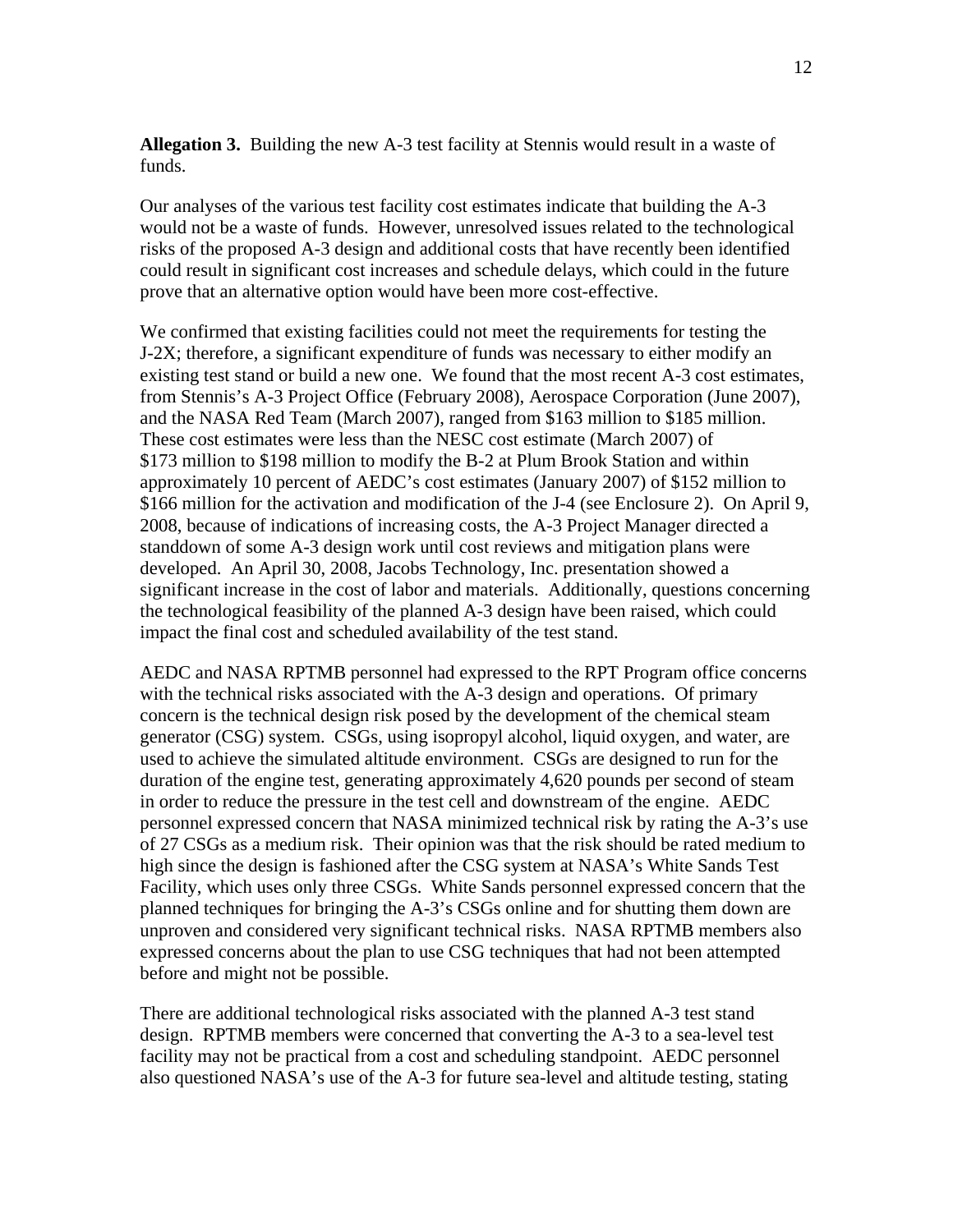**Allegation 3.** Building the new A-3 test facility at Stennis would result in a waste of funds.

Our analyses of the various test facility cost estimates indicate that building the A-3 would not be a waste of funds. However, unresolved issues related to the technological risks of the proposed A-3 design and additional costs that have recently been identified could result in significant cost increases and schedule delays, which could in the future prove that an alternative option would have been more cost-effective.

We confirmed that existing facilities could not meet the requirements for testing the J-2X; therefore, a significant expenditure of funds was necessary to either modify an existing test stand or build a new one. We found that the most recent A-3 cost estimates, from Stennis's A-3 Project Office (February 2008), Aerospace Corporation (June 2007), and the NASA Red Team (March 2007), ranged from \$163 million to \$185 million. These cost estimates were less than the NESC cost estimate (March 2007) of \$173 million to \$198 million to modify the B-2 at Plum Brook Station and within approximately 10 percent of AEDC's cost estimates (January 2007) of \$152 million to \$166 million for the activation and modification of the J-4 (see Enclosure 2). On April 9, 2008, because of indications of increasing costs, the A-3 Project Manager directed a standdown of some A-3 design work until cost reviews and mitigation plans were developed. An April 30, 2008, Jacobs Technology, Inc. presentation showed a significant increase in the cost of labor and materials. Additionally, questions concerning the technological feasibility of the planned A-3 design have been raised, which could impact the final cost and scheduled availability of the test stand.

AEDC and NASA RPTMB personnel had expressed to the RPT Program office concerns with the technical risks associated with the A-3 design and operations. Of primary concern is the technical design risk posed by the development of the chemical steam generator (CSG) system. CSGs, using isopropyl alcohol, liquid oxygen, and water, are used to achieve the simulated altitude environment. CSGs are designed to run for the duration of the engine test, generating approximately 4,620 pounds per second of steam in order to reduce the pressure in the test cell and downstream of the engine. AEDC personnel expressed concern that NASA minimized technical risk by rating the A-3's use of 27 CSGs as a medium risk. Their opinion was that the risk should be rated medium to high since the design is fashioned after the CSG system at NASA's White Sands Test Facility, which uses only three CSGs. White Sands personnel expressed concern that the planned techniques for bringing the A-3's CSGs online and for shutting them down are unproven and considered very significant technical risks. NASA RPTMB members also expressed concerns about the plan to use CSG techniques that had not been attempted before and might not be possible.

There are additional technological risks associated with the planned A-3 test stand design. RPTMB members were concerned that converting the A-3 to a sea-level test facility may not be practical from a cost and scheduling standpoint. AEDC personnel also questioned NASA's use of the A-3 for future sea-level and altitude testing, stating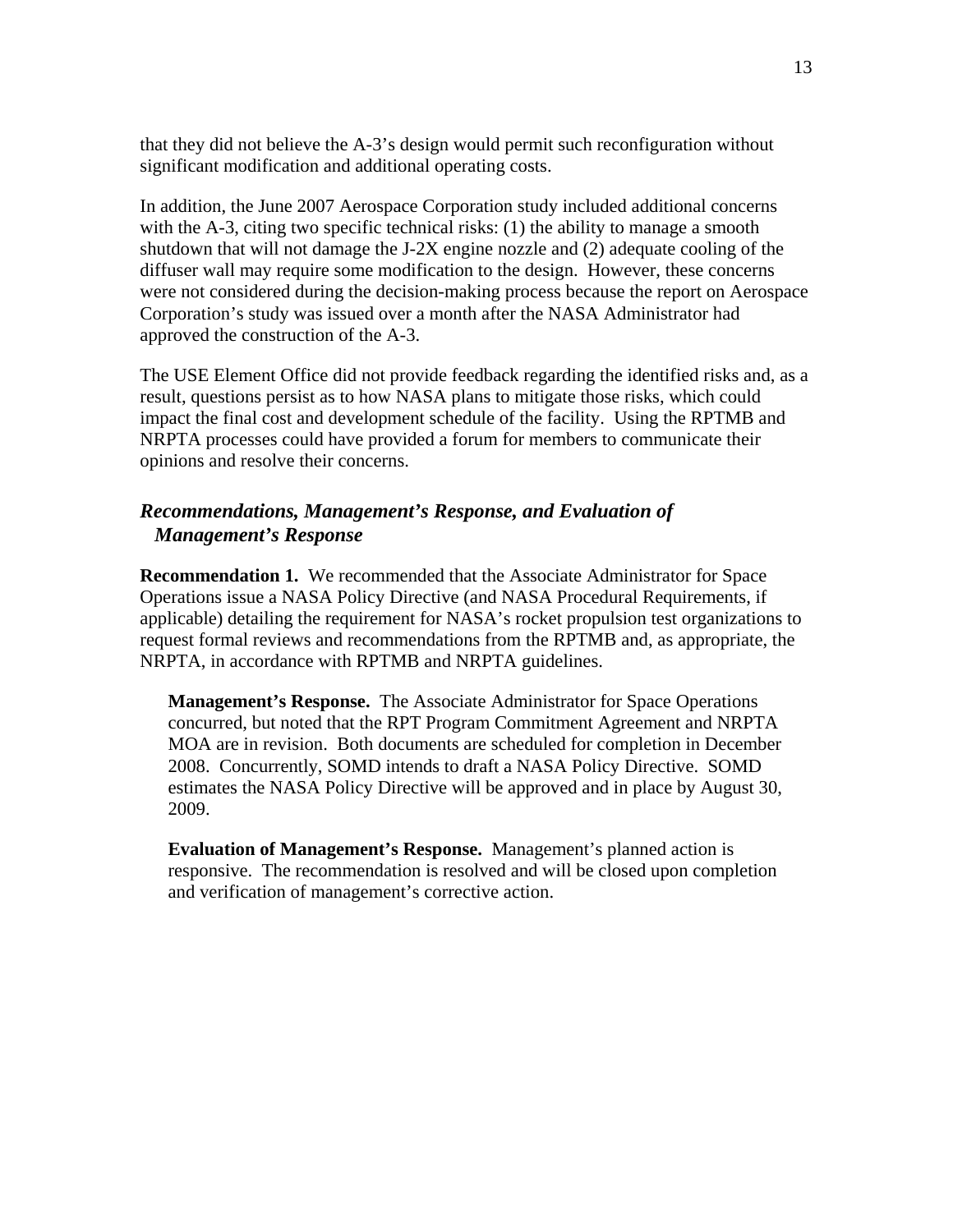that they did not believe the A-3's design would permit such reconfiguration without significant modification and additional operating costs.

In addition, the June 2007 Aerospace Corporation study included additional concerns with the A-3, citing two specific technical risks: (1) the ability to manage a smooth shutdown that will not damage the J-2X engine nozzle and (2) adequate cooling of the diffuser wall may require some modification to the design. However, these concerns were not considered during the decision-making process because the report on Aerospace Corporation's study was issued over a month after the NASA Administrator had approved the construction of the A-3.

The USE Element Office did not provide feedback regarding the identified risks and, as a result, questions persist as to how NASA plans to mitigate those risks, which could impact the final cost and development schedule of the facility. Using the RPTMB and NRPTA processes could have provided a forum for members to communicate their opinions and resolve their concerns.

### *Recommendations, Management's Response, and Evaluation of Management's Response*

**Recommendation 1.** We recommended that the Associate Administrator for Space Operations issue a NASA Policy Directive (and NASA Procedural Requirements, if applicable) detailing the requirement for NASA's rocket propulsion test organizations to request formal reviews and recommendations from the RPTMB and, as appropriate, the NRPTA, in accordance with RPTMB and NRPTA guidelines.

> **Management's Response.** The Associate Administrator for Space Operations concurred, but noted that the RPT Program Commitment Agreement and NRPTA MOA are in revision. Both documents are scheduled for completion in December 2008. Concurrently, SOMD intends to draft a NASA Policy Directive. SOMD estimates the NASA Policy Directive will be approved and in place by August 30, 2009.
>
> **Evaluation of Management's Response.** Management's planned action is responsive. The recommendation is resolved and will be closed upon completion and verification of management's corrective action.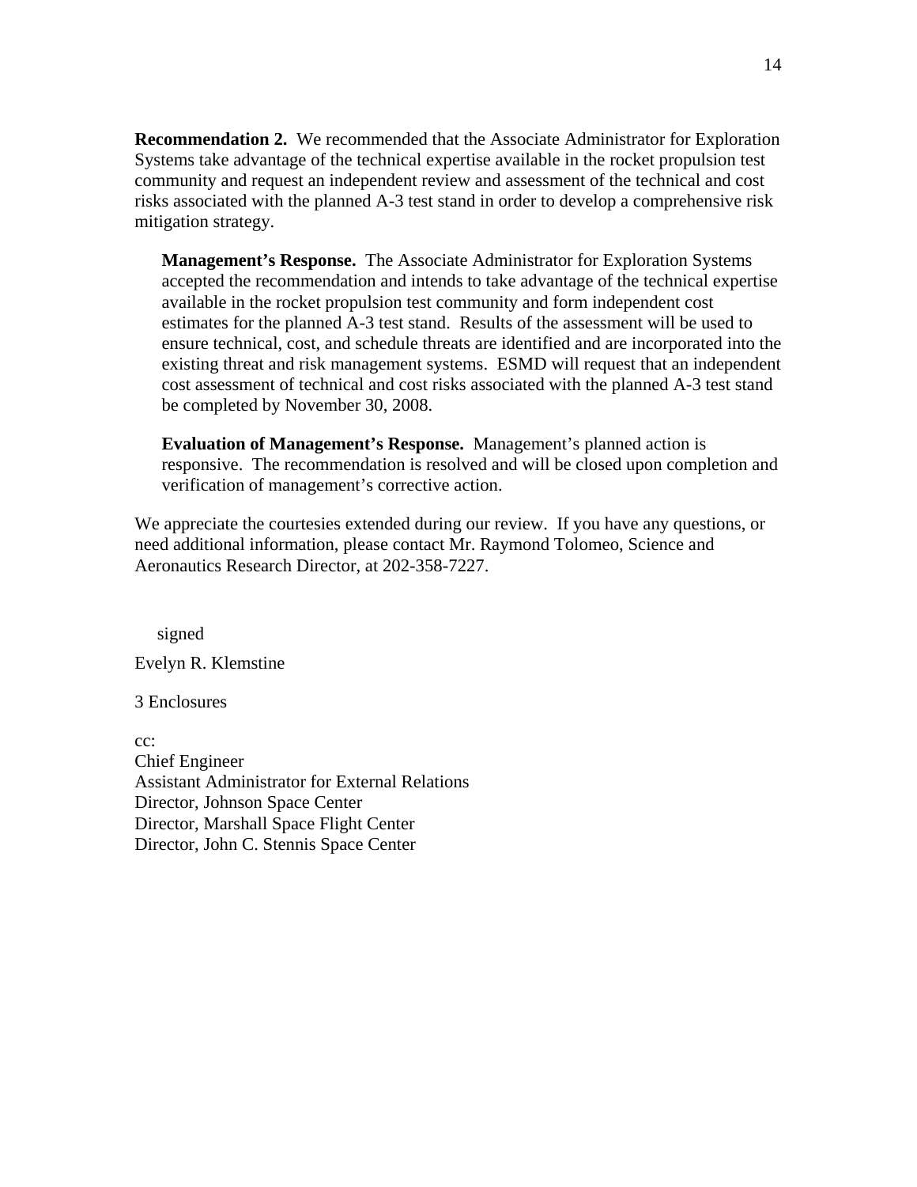**Recommendation 2.** We recommended that the Associate Administrator for Exploration Systems take advantage of the technical expertise available in the rocket propulsion test community and request an independent review and assessment of the technical and cost risks associated with the planned A-3 test stand in order to develop a comprehensive risk mitigation strategy.

> **Management's Response.** The Associate Administrator for Exploration Systems accepted the recommendation and intends to take advantage of the technical expertise available in the rocket propulsion test community and form independent cost estimates for the planned A-3 test stand. Results of the assessment will be used to ensure technical, cost, and schedule threats are identified and are incorporated into the existing threat and risk management systems. ESMD will request that an independent cost assessment of technical and cost risks associated with the planned A-3 test stand be completed by November 30, 2008.
>
> **Evaluation of Management's Response.** Management's planned action is responsive. The recommendation is resolved and will be closed upon completion and verification of management's corrective action.

We appreciate the courtesies extended during our review. If you have any questions, or need additional information, please contact Mr. Raymond Tolomeo, Science and Aeronautics Research Director, at 202-358-7227.

signed

Evelyn R. Klemstine

3 Enclosures

cc:
Chief Engineer
Assistant Administrator for External Relations
Director, Johnson Space Center
Director, Marshall Space Flight Center
Director, John C. Stennis Space Center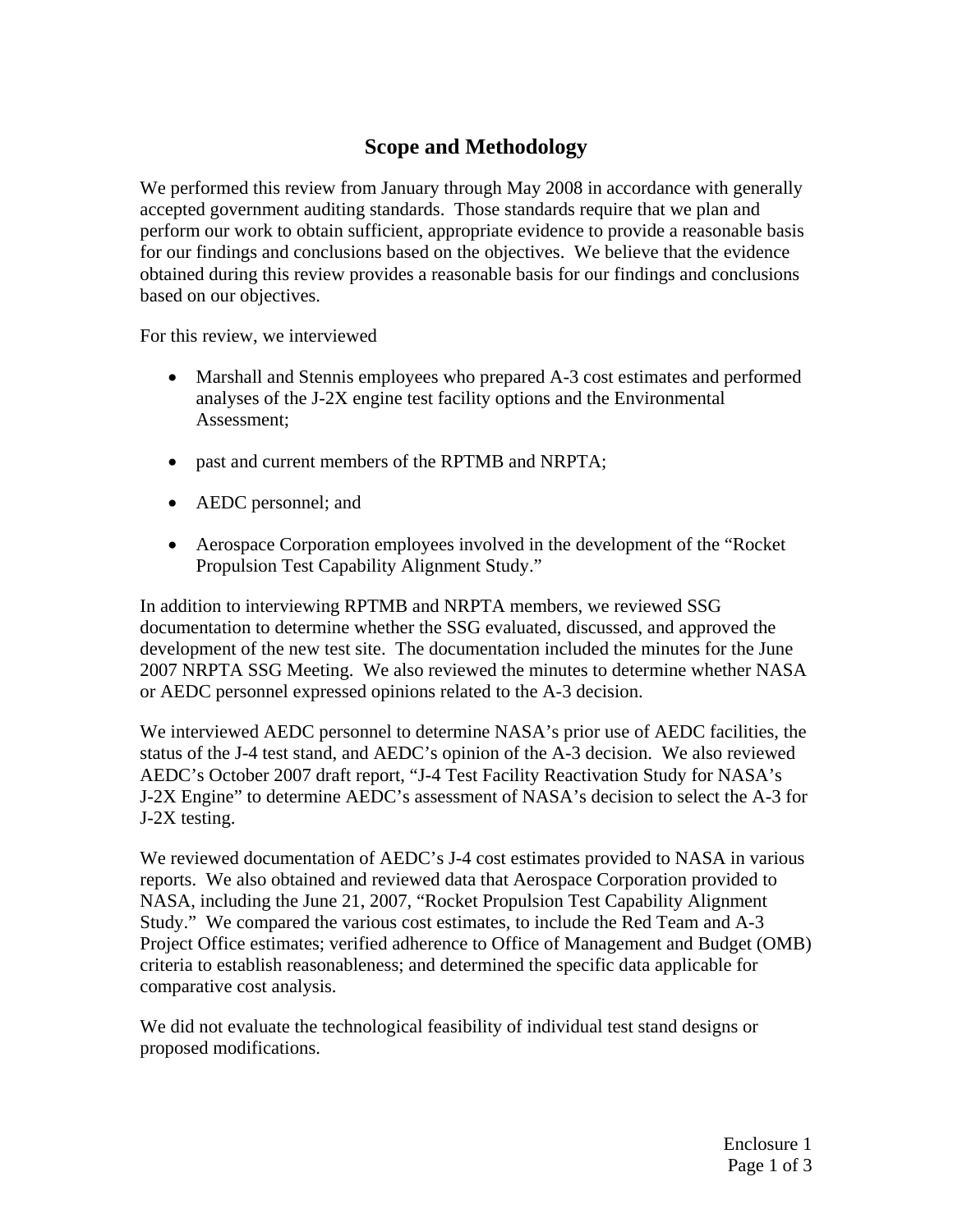# Scope and Methodology

We performed this review from January through May 2008 in accordance with generally accepted government auditing standards. Those standards require that we plan and perform our work to obtain sufficient, appropriate evidence to provide a reasonable basis for our findings and conclusions based on the objectives. We believe that the evidence obtained during this review provides a reasonable basis for our findings and conclusions based on our objectives.

For this review, we interviewed

- Marshall and Stennis employees who prepared A-3 cost estimates and performed analyses of the J-2X engine test facility options and the Environmental Assessment;
- past and current members of the RPTMB and NRPTA;
- AEDC personnel; and
- Aerospace Corporation employees involved in the development of the "Rocket Propulsion Test Capability Alignment Study."

In addition to interviewing RPTMB and NRPTA members, we reviewed SSG documentation to determine whether the SSG evaluated, discussed, and approved the development of the new test site. The documentation included the minutes for the June 2007 NRPTA SSG Meeting. We also reviewed the minutes to determine whether NASA or AEDC personnel expressed opinions related to the A-3 decision.

We interviewed AEDC personnel to determine NASA's prior use of AEDC facilities, the status of the J-4 test stand, and AEDC's opinion of the A-3 decision. We also reviewed AEDC's October 2007 draft report, "J-4 Test Facility Reactivation Study for NASA's J-2X Engine" to determine AEDC's assessment of NASA's decision to select the A-3 for J-2X testing.

We reviewed documentation of AEDC's J-4 cost estimates provided to NASA in various reports. We also obtained and reviewed data that Aerospace Corporation provided to NASA, including the June 21, 2007, "Rocket Propulsion Test Capability Alignment Study." We compared the various cost estimates, to include the Red Team and A-3 Project Office estimates; verified adherence to Office of Management and Budget (OMB) criteria to establish reasonableness; and determined the specific data applicable for comparative cost analysis.

We did not evaluate the technological feasibility of individual test stand designs or proposed modifications.

Enclosure 1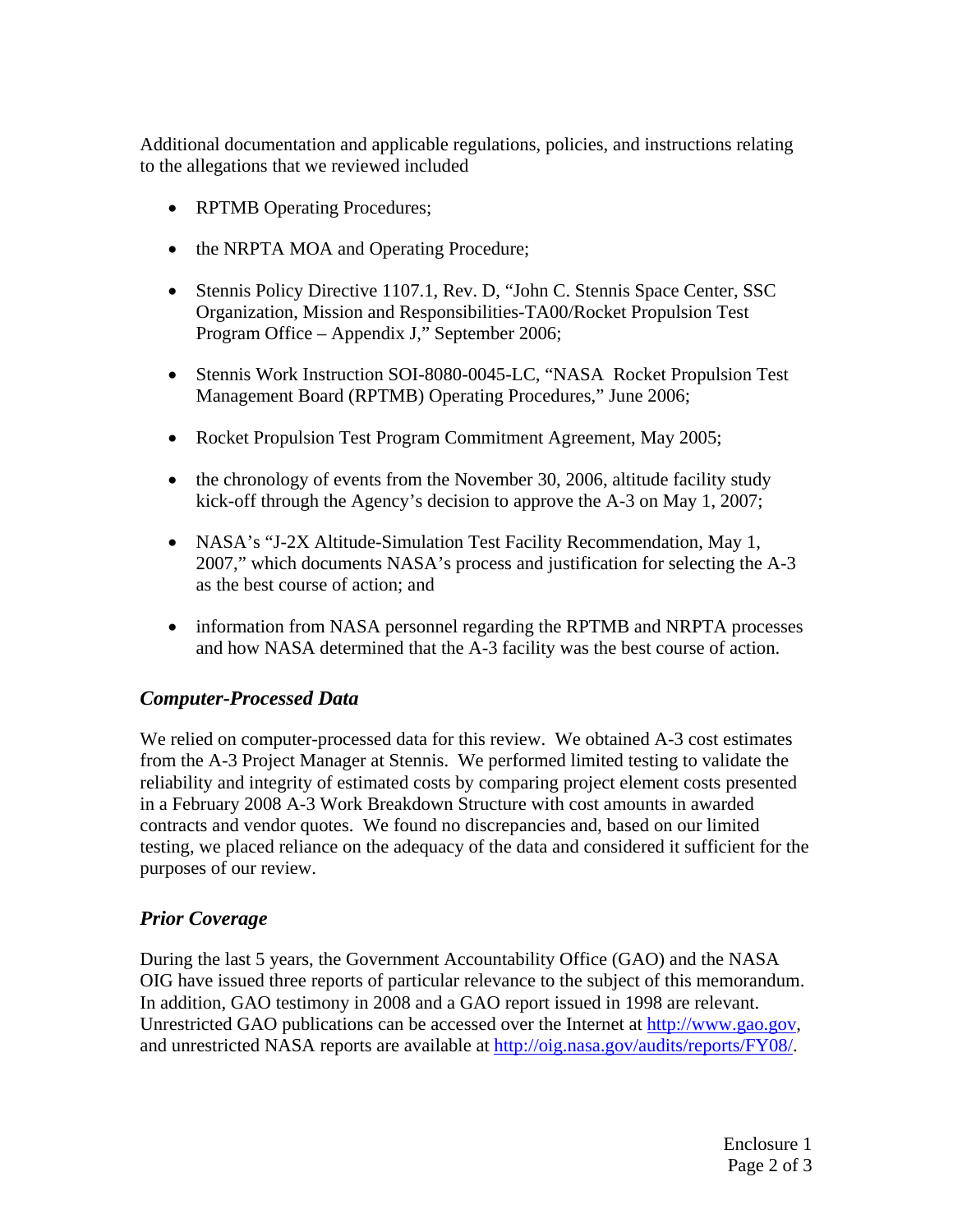Additional documentation and applicable regulations, policies, and instructions relating to the allegations that we reviewed included

- RPTMB Operating Procedures;
- the NRPTA MOA and Operating Procedure;
- Stennis Policy Directive 1107.1, Rev. D, "John C. Stennis Space Center, SSC Organization, Mission and Responsibilities-TA00/Rocket Propulsion Test Program Office – Appendix J," September 2006;
- Stennis Work Instruction SOI-8080-0045-LC, "NASA Rocket Propulsion Test Management Board (RPTMB) Operating Procedures," June 2006;
- Rocket Propulsion Test Program Commitment Agreement, May 2005;
- the chronology of events from the November 30, 2006, altitude facility study kick-off through the Agency's decision to approve the A-3 on May 1, 2007;
- NASA's "J-2X Altitude-Simulation Test Facility Recommendation, May 1, 2007," which documents NASA's process and justification for selecting the A-3 as the best course of action; and
- information from NASA personnel regarding the RPTMB and NRPTA processes and how NASA determined that the A-3 facility was the best course of action.

## *Computer-Processed Data*

We relied on computer-processed data for this review. We obtained A-3 cost estimates from the A-3 Project Manager at Stennis. We performed limited testing to validate the reliability and integrity of estimated costs by comparing project element costs presented in a February 2008 A-3 Work Breakdown Structure with cost amounts in awarded contracts and vendor quotes. We found no discrepancies and, based on our limited testing, we placed reliance on the adequacy of the data and considered it sufficient for the purposes of our review.

## *Prior Coverage*

During the last 5 years, the Government Accountability Office (GAO) and the NASA OIG have issued three reports of particular relevance to the subject of this memorandum. In addition, GAO testimony in 2008 and a GAO report issued in 1998 are relevant. Unrestricted GAO publications can be accessed over the Internet at http://www.gao.gov, and unrestricted NASA reports are available at http://oig.nasa.gov/audits/reports/FY08/.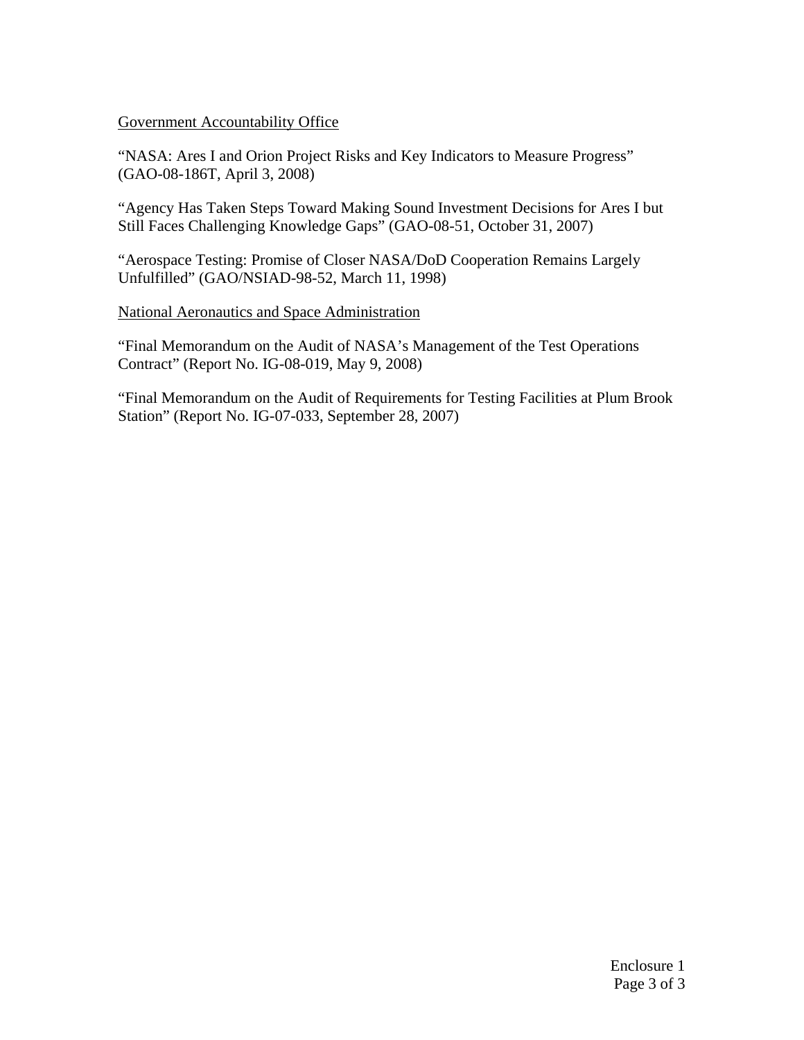<u>Government Accountability Office</u>

"NASA: Ares I and Orion Project Risks and Key Indicators to Measure Progress" (GAO-08-186T, April 3, 2008)

"Agency Has Taken Steps Toward Making Sound Investment Decisions for Ares I but Still Faces Challenging Knowledge Gaps" (GAO-08-51, October 31, 2007)

"Aerospace Testing: Promise of Closer NASA/DoD Cooperation Remains Largely Unfulfilled" (GAO/NSIAD-98-52, March 11, 1998)

<u>National Aeronautics and Space Administration</u>

"Final Memorandum on the Audit of NASA's Management of the Test Operations Contract" (Report No. IG-08-019, May 9, 2008)

"Final Memorandum on the Audit of Requirements for Testing Facilities at Plum Brook Station" (Report No. IG-07-033, September 28, 2007)

Enclosure 1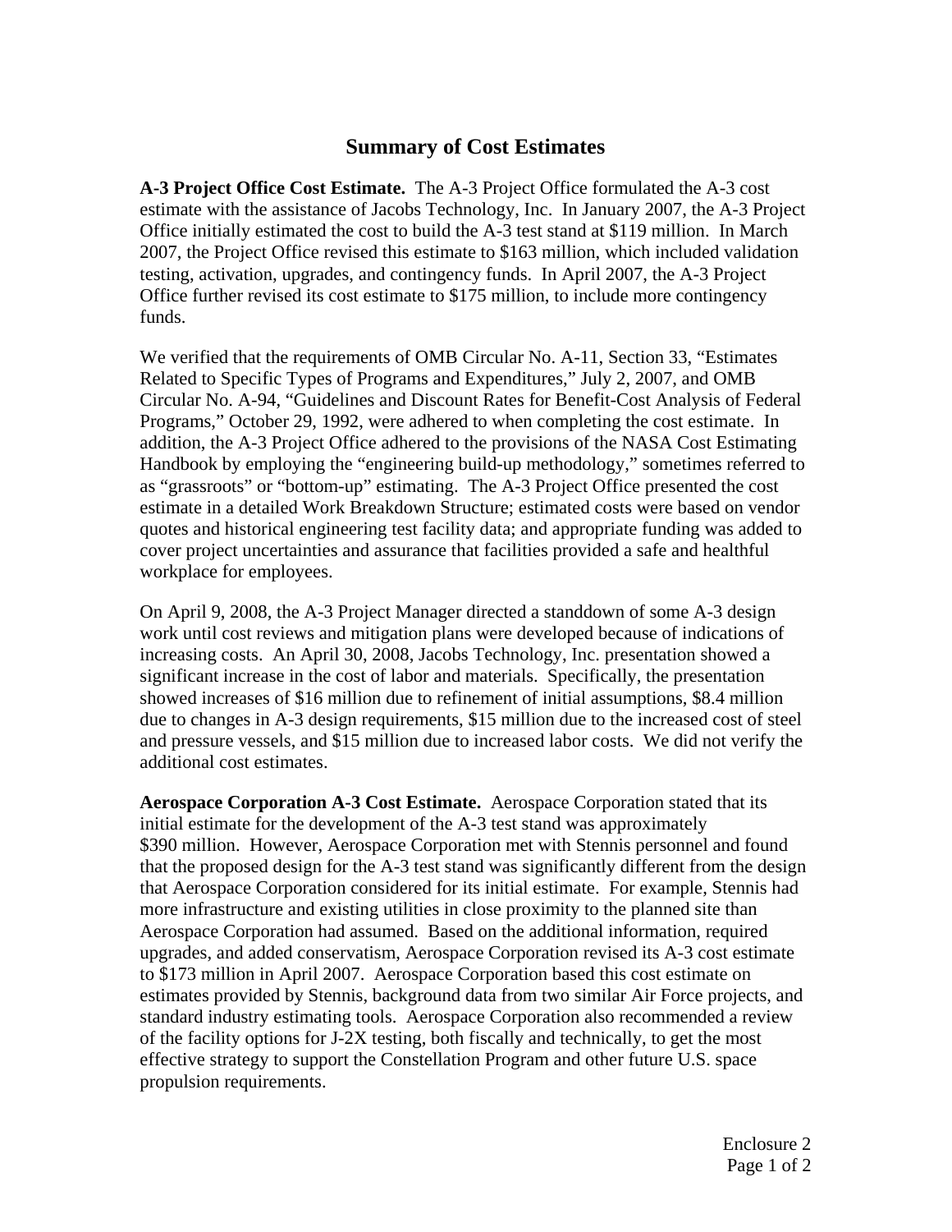## Summary of Cost Estimates

**A-3 Project Office Cost Estimate.** The A-3 Project Office formulated the A-3 cost estimate with the assistance of Jacobs Technology, Inc. In January 2007, the A-3 Project Office initially estimated the cost to build the A-3 test stand at $119 million. In March 2007, the Project Office revised this estimate to $163 million, which included validation testing, activation, upgrades, and contingency funds. In April 2007, the A-3 Project Office further revised its cost estimate to $175 million, to include more contingency funds.

We verified that the requirements of OMB Circular No. A-11, Section 33, "Estimates Related to Specific Types of Programs and Expenditures," July 2, 2007, and OMB Circular No. A-94, "Guidelines and Discount Rates for Benefit-Cost Analysis of Federal Programs," October 29, 1992, were adhered to when completing the cost estimate. In addition, the A-3 Project Office adhered to the provisions of the NASA Cost Estimating Handbook by employing the "engineering build-up methodology," sometimes referred to as "grassroots" or "bottom-up" estimating. The A-3 Project Office presented the cost estimate in a detailed Work Breakdown Structure; estimated costs were based on vendor quotes and historical engineering test facility data; and appropriate funding was added to cover project uncertainties and assurance that facilities provided a safe and healthful workplace for employees.

On April 9, 2008, the A-3 Project Manager directed a standdown of some A-3 design work until cost reviews and mitigation plans were developed because of indications of increasing costs. An April 30, 2008, Jacobs Technology, Inc. presentation showed a significant increase in the cost of labor and materials. Specifically, the presentation showed increases of $16 million due to refinement of initial assumptions, $8.4 million due to changes in A-3 design requirements, $15 million due to the increased cost of steel and pressure vessels, and $15 million due to increased labor costs. We did not verify the additional cost estimates.

**Aerospace Corporation A-3 Cost Estimate.** Aerospace Corporation stated that its initial estimate for the development of the A-3 test stand was approximately $390 million. However, Aerospace Corporation met with Stennis personnel and found that the proposed design for the A-3 test stand was significantly different from the design that Aerospace Corporation considered for its initial estimate. For example, Stennis had more infrastructure and existing utilities in close proximity to the planned site than Aerospace Corporation had assumed. Based on the additional information, required upgrades, and added conservatism, Aerospace Corporation revised its A-3 cost estimate to $173 million in April 2007. Aerospace Corporation based this cost estimate on estimates provided by Stennis, background data from two similar Air Force projects, and standard industry estimating tools. Aerospace Corporation also recommended a review of the facility options for J-2X testing, both fiscally and technically, to get the most effective strategy to support the Constellation Program and other future U.S. space propulsion requirements.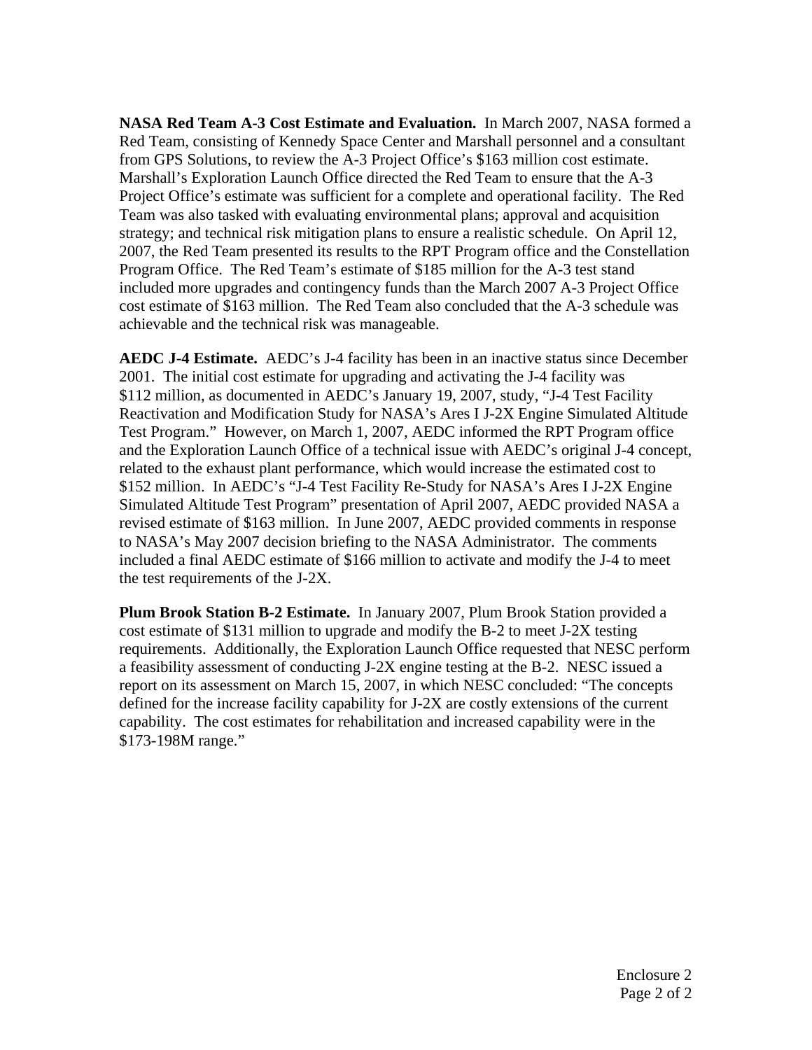**NASA Red Team A-3 Cost Estimate and Evaluation.** In March 2007, NASA formed a Red Team, consisting of Kennedy Space Center and Marshall personnel and a consultant from GPS Solutions, to review the A-3 Project Office's $163 million cost estimate. Marshall's Exploration Launch Office directed the Red Team to ensure that the A-3 Project Office's estimate was sufficient for a complete and operational facility. The Red Team was also tasked with evaluating environmental plans; approval and acquisition strategy; and technical risk mitigation plans to ensure a realistic schedule. On April 12, 2007, the Red Team presented its results to the RPT Program office and the Constellation Program Office. The Red Team's estimate of $185 million for the A-3 test stand included more upgrades and contingency funds than the March 2007 A-3 Project Office cost estimate of $163 million. The Red Team also concluded that the A-3 schedule was achievable and the technical risk was manageable.

**AEDC J-4 Estimate.** AEDC's J-4 facility has been in an inactive status since December 2001. The initial cost estimate for upgrading and activating the J-4 facility was $112 million, as documented in AEDC's January 19, 2007, study, "J-4 Test Facility Reactivation and Modification Study for NASA's Ares I J-2X Engine Simulated Altitude Test Program." However, on March 1, 2007, AEDC informed the RPT Program office and the Exploration Launch Office of a technical issue with AEDC's original J-4 concept, related to the exhaust plant performance, which would increase the estimated cost to $152 million. In AEDC's "J-4 Test Facility Re-Study for NASA's Ares I J-2X Engine Simulated Altitude Test Program" presentation of April 2007, AEDC provided NASA a revised estimate of $163 million. In June 2007, AEDC provided comments in response to NASA's May 2007 decision briefing to the NASA Administrator. The comments included a final AEDC estimate of $166 million to activate and modify the J-4 to meet the test requirements of the J-2X.

**Plum Brook Station B-2 Estimate.** In January 2007, Plum Brook Station provided a cost estimate of $131 million to upgrade and modify the B-2 to meet J-2X testing requirements. Additionally, the Exploration Launch Office requested that NESC perform a feasibility assessment of conducting J-2X engine testing at the B-2. NESC issued a report on its assessment on March 15, 2007, in which NESC concluded: "The concepts defined for the increase facility capability for J-2X are costly extensions of the current capability. The cost estimates for rehabilitation and increased capability were in the $173-198M range."

Enclosure 2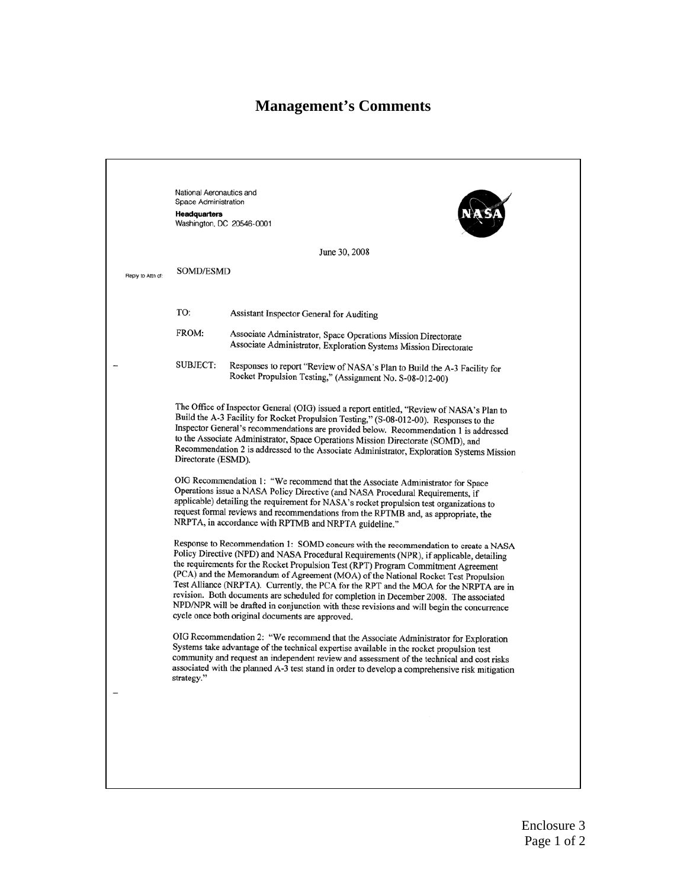# Management's Comments

National Aeronautics and
Space Administration
**Headquarters**
Washington, DC 20546-0001

June 30, 2008

Reply to Attn of: SOMD/ESMD

TO: Assistant Inspector General for Auditing

FROM: Associate Administrator, Space Operations Mission Directorate
Associate Administrator, Exploration Systems Mission Directorate

SUBJECT: Responses to report "Review of NASA's Plan to Build the A-3 Facility for Rocket Propulsion Testing," (Assignment No. S-08-012-00)

The Office of Inspector General (OIG) issued a report entitled, "Review of NASA's Plan to Build the A-3 Facility for Rocket Propulsion Testing," (S-08-012-00). Responses to the Inspector General's recommendations are provided below. Recommendation 1 is addressed to the Associate Administrator, Space Operations Mission Directorate (SOMD), and Recommendation 2 is addressed to the Associate Administrator, Exploration Systems Mission Directorate (ESMD).

OIG Recommendation 1: "We recommend that the Associate Administrator for Space Operations issue a NASA Policy Directive (and NASA Procedural Requirements, if applicable) detailing the requirement for NASA's rocket propulsion test organizations to request formal reviews and recommendations from the RPTMB and, as appropriate, the NRPTA, in accordance with RPTMB and NRPTA guideline."

Response to Recommendation 1: SOMD concurs with the recommendation to create a NASA Policy Directive (NPD) and NASA Procedural Requirements (NPR), if applicable, detailing the requirements for the Rocket Propulsion Test (RPT) Program Commitment Agreement (PCA) and the Memorandum of Agreement (MOA) of the National Rocket Test Propulsion Test Alliance (NRPTA). Currently, the PCA for the RPT and the MOA for the NRPTA are in revision. Both documents are scheduled for completion in December 2008. The associated NPD/NPR will be drafted in conjunction with these revisions and will begin the concurrence cycle once both original documents are approved.

OIG Recommendation 2: "We recommend that the Associate Administrator for Exploration Systems take advantage of the technical expertise available in the rocket propulsion test community and request an independent review and assessment of the technical and cost risks associated with the planned A-3 test stand in order to develop a comprehensive risk mitigation strategy."

Enclosure 3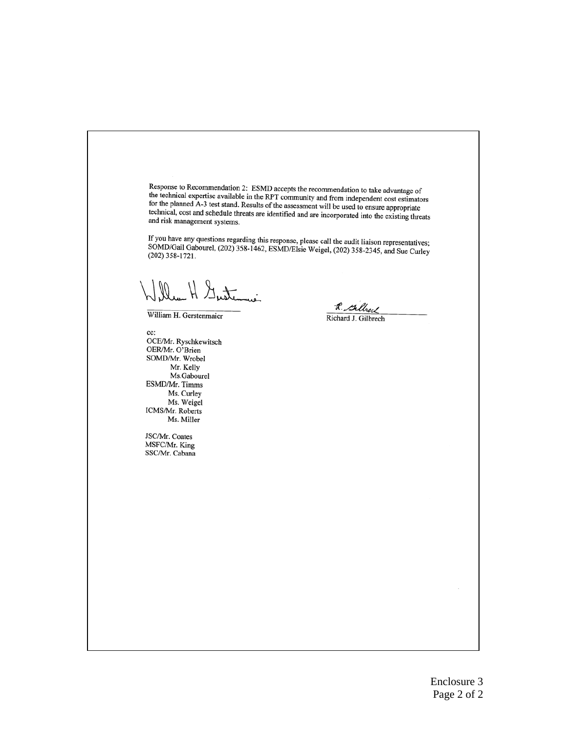Response to Recommendation 2: ESMD accepts the recommendation to take advantage of the technical expertise available in the RPT community and from independent cost estimators for the planned A-3 test stand. Results of the assessment will be used to ensure appropriate technical, cost and schedule threats are identified and are incorporated into the existing threats and risk management systems.

If you have any questions regarding this response, please call the audit liaison representatives; SOMD/Gail Gabourel, (202) 358-1462, ESMD/Elsie Weigel, (202) 358-2345, and Sue Curley (202) 358-1721.

William H. Gerstenmaier

Richard J. Gilbrech

cc:
OCE/Mr. Ryschkewitsch
OER/Mr. O'Brien
SOMD/Mr. Wrobel
Mr. Kelly
Ms.Gabourel
ESMD/Mr. Timms
Ms. Curley
Ms. Weigel
ICMS/Mr. Roberts
Ms. Miller

JSC/Mr. Coates
MSFC/Mr. King
SSC/Mr. Cabana

Enclosure 3
Page 2 of 2